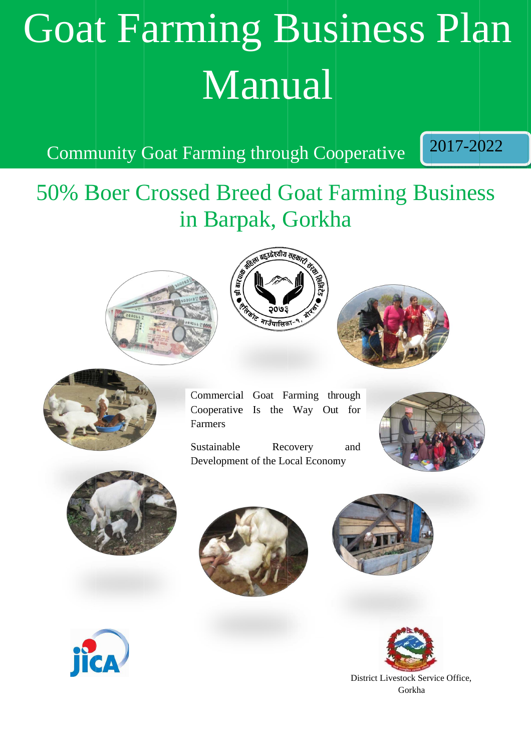# Goat Farming Business Plan Manual

Community Goat Farming through Cooperative

2017-2022

## 50% Boer Crossed Breed Goat Farming Business in Barpak, Gorkha

Commercial Goat Farming through Cooperative Is the Way Out for Farmers

Sustainable Recovery and Development of the Local Economy

District Livestock Service Office, Gorkha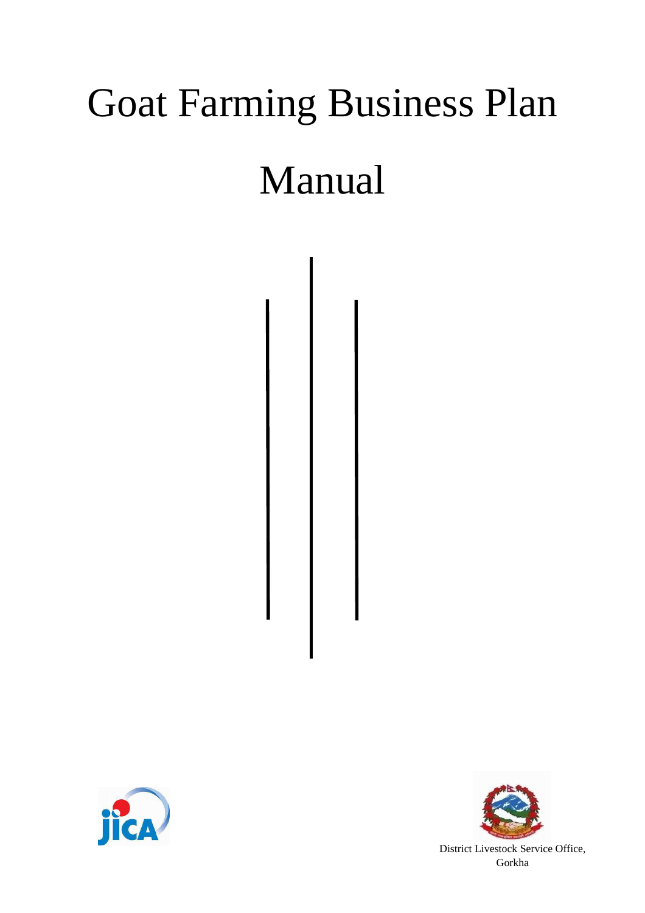# Goat Farming Business Plan Manual

District Livestock Service Office, Gorkha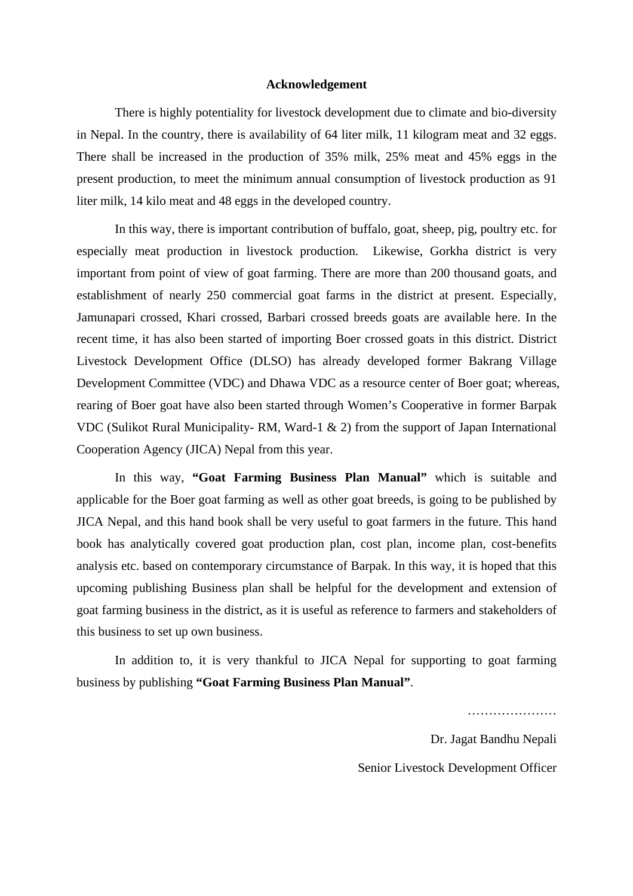# Acknowledgement

There is highly potentiality for livestock development due to climate and bio-diversity in Nepal. In the country, there is availability of 64 liter milk, 11 kilogram meat and 32 eggs. There shall be increased in the production of 35% milk, 25% meat and 45% eggs in the present production, to meet the minimum annual consumption of livestock production as 91 liter milk, 14 kilo meat and 48 eggs in the developed country.

In this way, there is important contribution of buffalo, goat, sheep, pig, poultry etc. for especially meat production in livestock production. Likewise, Gorkha district is very important from point of view of goat farming. There are more than 200 thousand goats, and establishment of nearly 250 commercial goat farms in the district at present. Especially, Jamunapari crossed, Khari crossed, Barbari crossed breeds goats are available here. In the recent time, it has also been started of importing Boer crossed goats in this district. District Livestock Development Office (DLSO) has already developed former Bakrang Village Development Committee (VDC) and Dhawa VDC as a resource center of Boer goat; whereas, rearing of Boer goat have also been started through Women's Cooperative in former Barpak VDC (Sulikot Rural Municipality- RM, Ward-1 & 2) from the support of Japan International Cooperation Agency (JICA) Nepal from this year.

In this way, **"Goat Farming Business Plan Manual"** which is suitable and applicable for the Boer goat farming as well as other goat breeds, is going to be published by JICA Nepal, and this hand book shall be very useful to goat farmers in the future. This hand book has analytically covered goat production plan, cost plan, income plan, cost-benefits analysis etc. based on contemporary circumstance of Barpak. In this way, it is hoped that this upcoming publishing Business plan shall be helpful for the development and extension of goat farming business in the district, as it is useful as reference to farmers and stakeholders of this business to set up own business.

In addition to, it is very thankful to JICA Nepal for supporting to goat farming business by publishing **"Goat Farming Business Plan Manual"**.

…………………

Dr. Jagat Bandhu Nepali

Senior Livestock Development Officer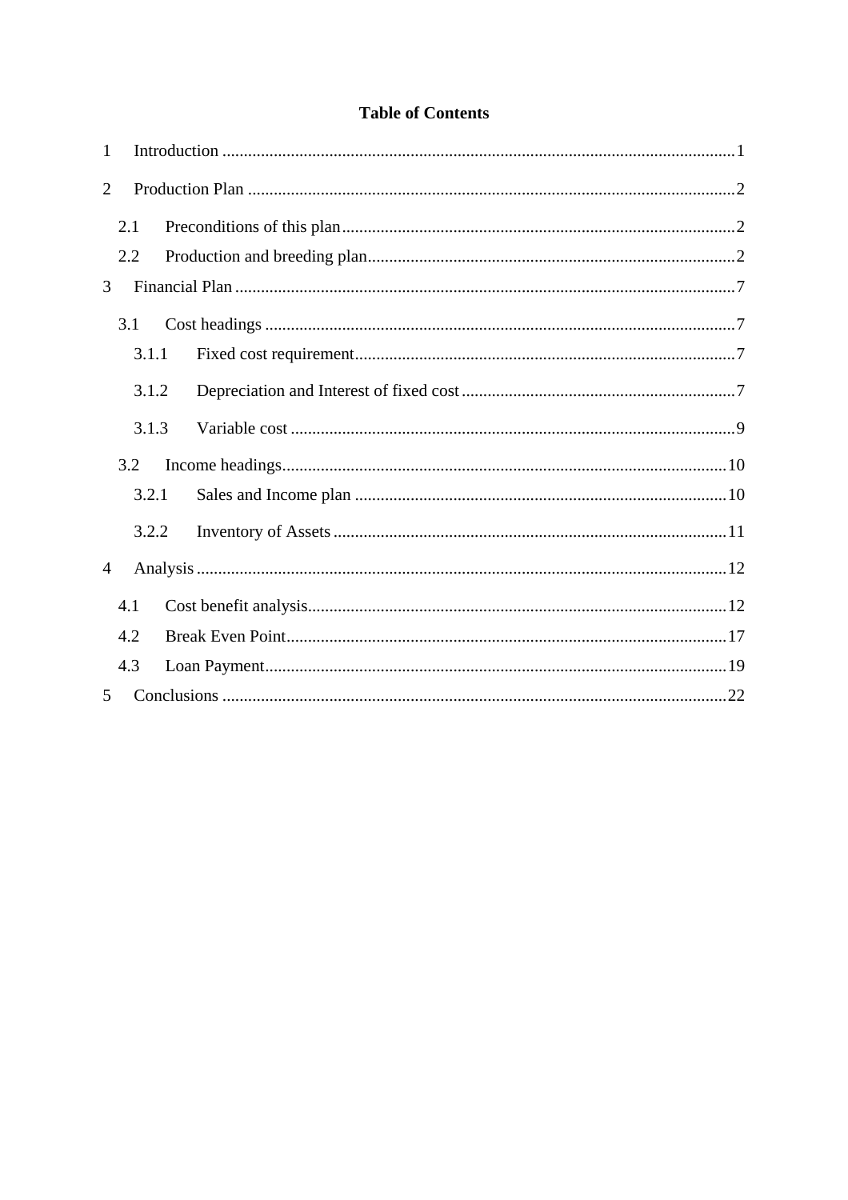**Table of Contents**

1 Introduction .......................................................................................................................1

2 Production Plan .................................................................................................................2

  2.1 Preconditions of this plan...........................................................................................2

  2.2 Production and breeding plan.....................................................................................2

3 Financial Plan ....................................................................................................................7

  3.1 Cost headings .............................................................................................................7

    3.1.1 Fixed cost requirement.........................................................................................7

    3.1.2 Depreciation and Interest of fixed cost ................................................................7

    3.1.3 Variable cost .......................................................................................................9

  3.2 Income headings........................................................................................................10

    3.2.1 Sales and Income plan .......................................................................................10

    3.2.2 Inventory of Assets ............................................................................................11

4 Analysis ...........................................................................................................................12

  4.1 Cost benefit analysis.................................................................................................12

  4.2 Break Even Point......................................................................................................17

  4.3 Loan Payment...........................................................................................................19

5 Conclusions .....................................................................................................................22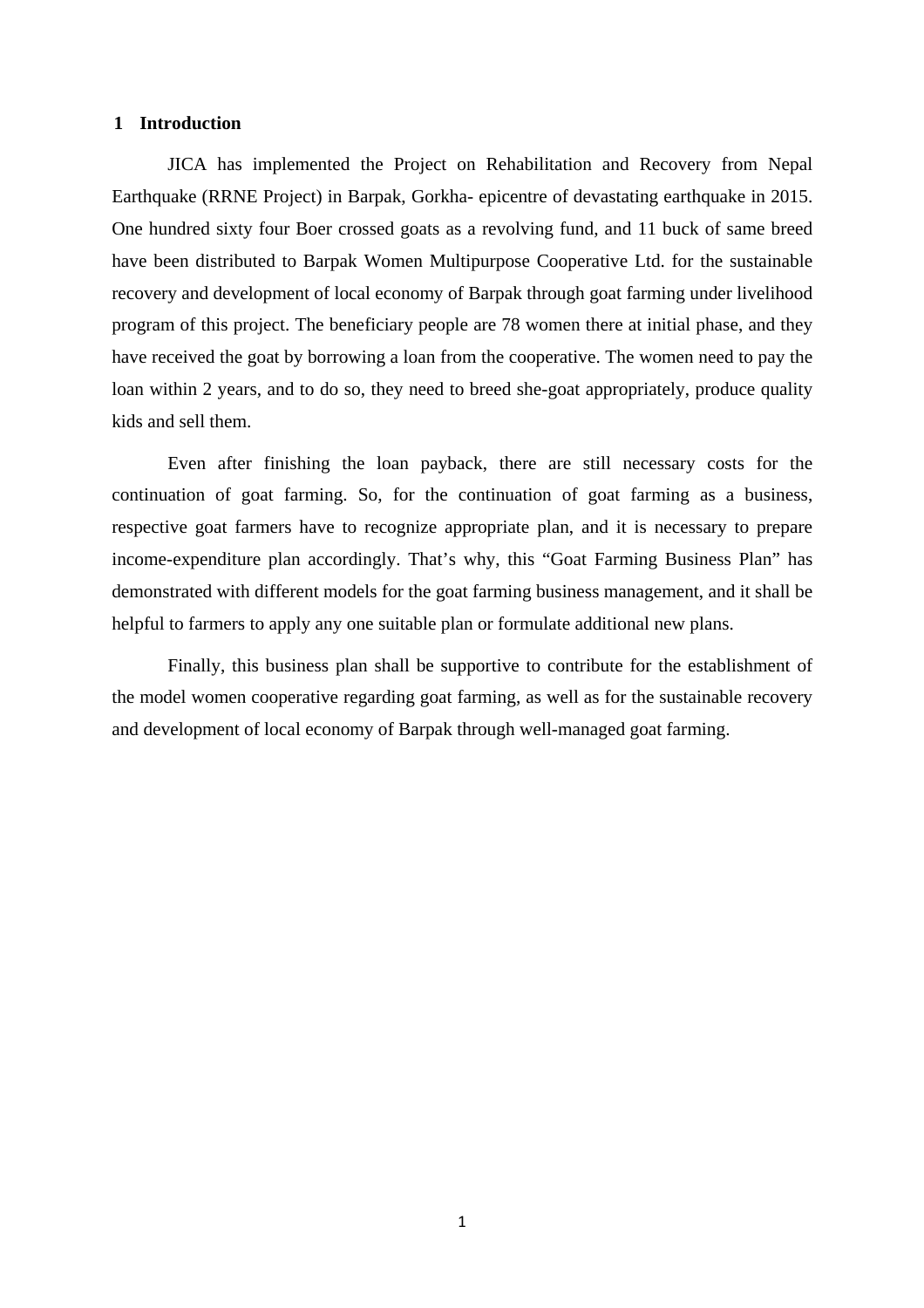# 1 Introduction

JICA has implemented the Project on Rehabilitation and Recovery from Nepal Earthquake (RRNE Project) in Barpak, Gorkha- epicentre of devastating earthquake in 2015. One hundred sixty four Boer crossed goats as a revolving fund, and 11 buck of same breed have been distributed to Barpak Women Multipurpose Cooperative Ltd. for the sustainable recovery and development of local economy of Barpak through goat farming under livelihood program of this project. The beneficiary people are 78 women there at initial phase, and they have received the goat by borrowing a loan from the cooperative. The women need to pay the loan within 2 years, and to do so, they need to breed she-goat appropriately, produce quality kids and sell them.

Even after finishing the loan payback, there are still necessary costs for the continuation of goat farming. So, for the continuation of goat farming as a business, respective goat farmers have to recognize appropriate plan, and it is necessary to prepare income-expenditure plan accordingly. That's why, this "Goat Farming Business Plan" has demonstrated with different models for the goat farming business management, and it shall be helpful to farmers to apply any one suitable plan or formulate additional new plans.

Finally, this business plan shall be supportive to contribute for the establishment of the model women cooperative regarding goat farming, as well as for the sustainable recovery and development of local economy of Barpak through well-managed goat farming.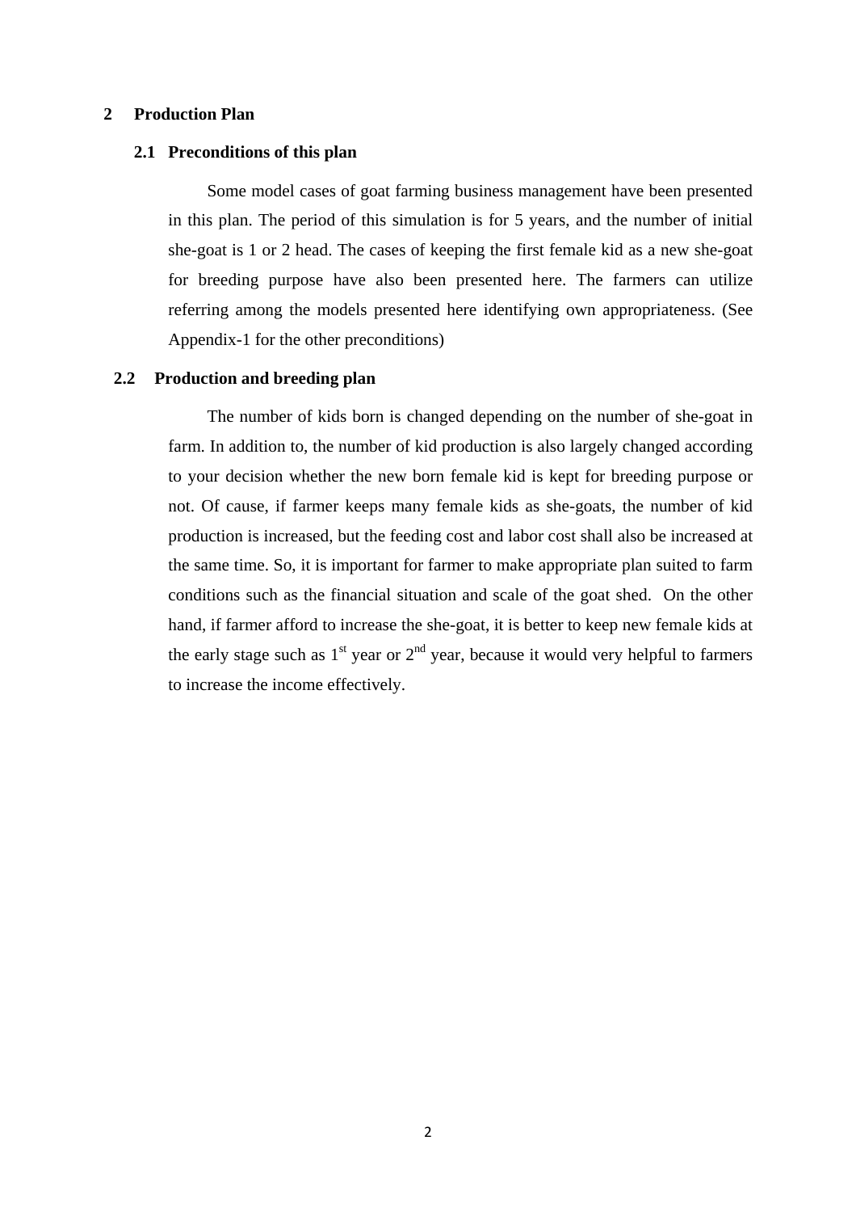## 2 Production Plan

### 2.1 Preconditions of this plan

Some model cases of goat farming business management have been presented in this plan. The period of this simulation is for 5 years, and the number of initial she-goat is 1 or 2 head. The cases of keeping the first female kid as a new she-goat for breeding purpose have also been presented here. The farmers can utilize referring among the models presented here identifying own appropriateness. (See Appendix-1 for the other preconditions)

### 2.2 Production and breeding plan

The number of kids born is changed depending on the number of she-goat in farm. In addition to, the number of kid production is also largely changed according to your decision whether the new born female kid is kept for breeding purpose or not. Of cause, if farmer keeps many female kids as she-goats, the number of kid production is increased, but the feeding cost and labor cost shall also be increased at the same time. So, it is important for farmer to make appropriate plan suited to farm conditions such as the financial situation and scale of the goat shed. On the other hand, if farmer afford to increase the she-goat, it is better to keep new female kids at the early stage such as 1st year or 2nd year, because it would very helpful to farmers to increase the income effectively.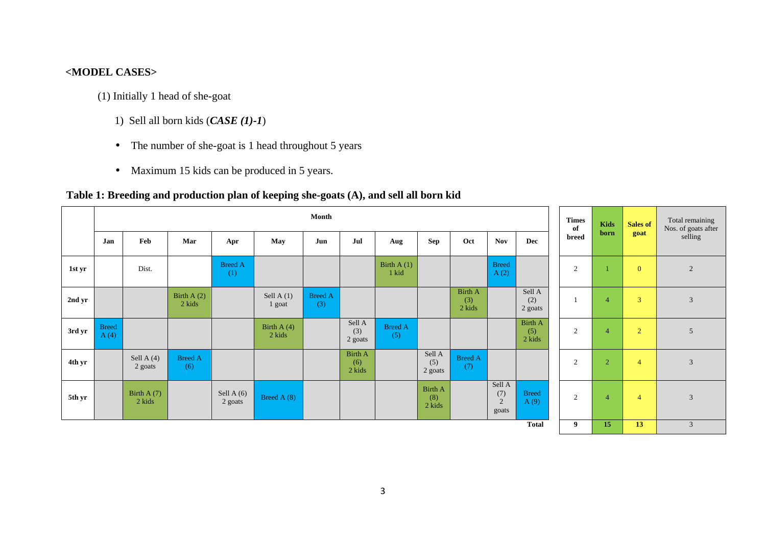**<MODEL CASES>**

(1) Initially 1 head of she-goat

1) Sell all born kids (***CASE (1)-1***)

- The number of she-goat is 1 head throughout 5 years
- Maximum 15 kids can be produced in 5 years.

**Table 1: Breeding and production plan of keeping she-goats (A), and sell all born kid**

| | Month | | | | | | | | | | | | Times of breed | Kids born | Sales of goat | Total remaining Nos. of goats after selling |
|---|---|---|---|---|---|---|---|---|---|---|---|---|---|---|---|---|
| | Jan | Feb | Mar | Apr | May | Jun | Jul | Aug | Sep | Oct | Nov | Dec | | | | |
| 1st yr | | Dist. | | Breed A (1) | | | | Birth A (1) 1 kid | | | Breed A (2) | | 2 | 1 | 0 | 2 |
| 2nd yr | | | Birth A (2) 2 kids | | Sell A (1) 1 goat | Breed A (3) | | | | Birth A (3) 2 kids | | Sell A (2) 2 goats | 1 | 4 | 3 | 3 |
| 3rd yr | Breed A (4) | | | | Birth A (4) 2 kids | | Sell A (3) 2 goats | Breed A (5) | | | | Birth A (5) 2 kids | 2 | 4 | 2 | 5 |
| 4th yr | | Sell A (4) 2 goats | Breed A (6) | | | | Birth A (6) 2 kids | | Sell A (5) 2 goats | Breed A (7) | | | 2 | 2 | 4 | 3 |
| 5th yr | | Birth A (7) 2 kids | | Sell A (6) 2 goats | Breed A (8) | | | | Birth A (8) 2 kids | | Sell A (7) 2 goats | Breed A (9) | 2 | 4 | 4 | 3 |
| | | | | | | | | | | | | Total | 9 | 15 | 13 | 3 |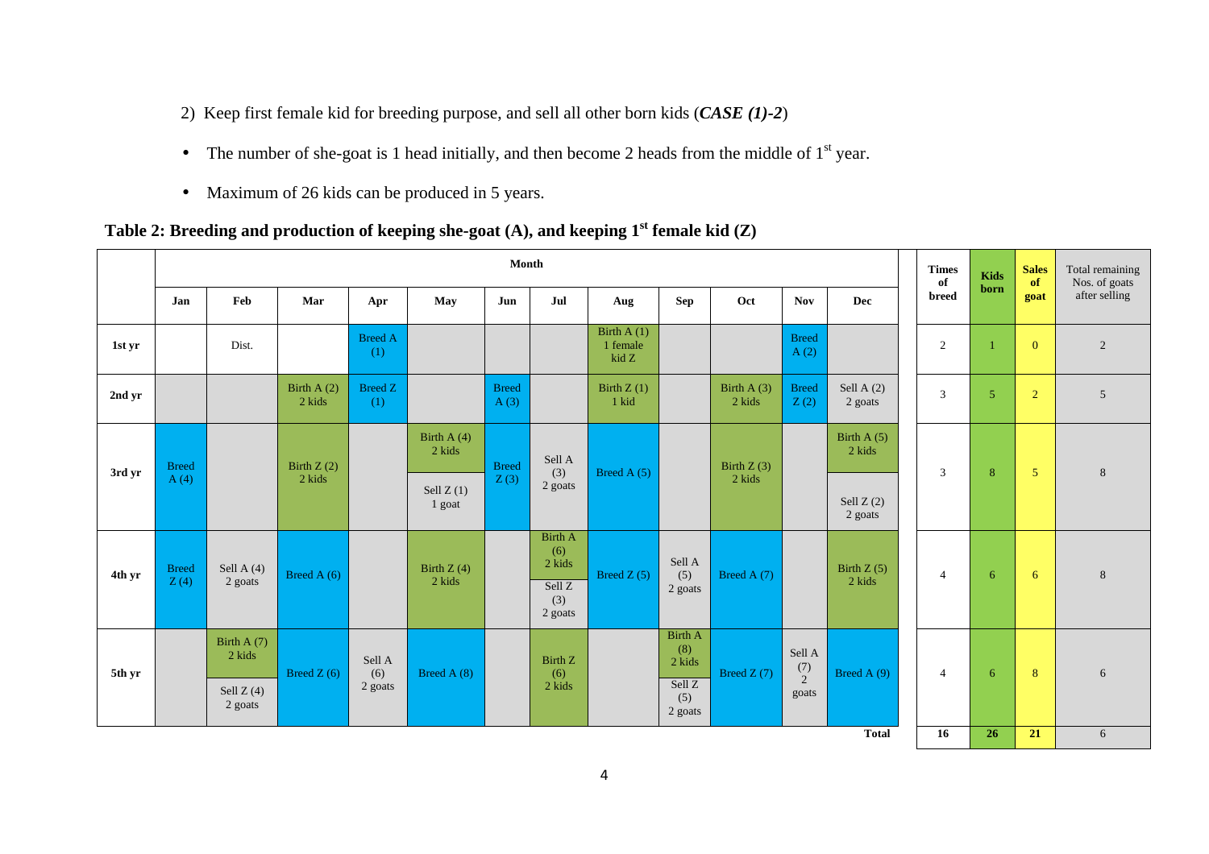2) Keep first female kid for breeding purpose, and sell all other born kids (***CASE (1)-2***)

- The number of she-goat is 1 head initially, and then become 2 heads from the middle of 1st year.
- Maximum of 26 kids can be produced in 5 years.

**Table 2: Breeding and production of keeping she-goat (A), and keeping 1st female kid (Z)**

| | Month | | | | | | | | | | | | Times of breed | Kids born | Sales of goat | Total remaining Nos. of goats after selling |
|---|---|---|---|---|---|---|---|---|---|---|---|---|---|---|---|---|
| | Jan | Feb | Mar | Apr | May | Jun | Jul | Aug | Sep | Oct | Nov | Dec | | | | |
| 1st yr | | Dist. | | Breed A (1) | | | | Birth A (1) 1 female kid Z | | | Breed A (2) | | 2 | 1 | 0 | 2 |
| 2nd yr | | | Birth A (2) 2 kids | Breed Z (1) | | Breed A (3) | | Birth Z (1) 1 kid | | Birth A (3) 2 kids | Breed Z (2) | Sell A (2) 2 goats | 3 | 5 | 2 | 5 |
| 3rd yr | Breed A (4) | | Birth Z (2) 2 kids | | Birth A (4) 2 kids / Sell Z (1) 1 goat | Breed Z (3) | Sell A (3) 2 goats | Breed A (5) | | Birth Z (3) 2 kids | | Birth A (5) 2 kids / Sell Z (2) 2 goats | 3 | 8 | 5 | 8 |
| 4th yr | Breed Z (4) | Sell A (4) 2 goats | Breed A (6) | | Birth Z (4) 2 kids | | Birth A (6) 2 kids / Sell Z (3) 2 goats | Breed Z (5) | Sell A (5) 2 goats | Breed A (7) | | Birth Z (5) 2 kids | 4 | 6 | 6 | 8 |
| 5th yr | | Birth A (7) 2 kids / Sell Z (4) 2 goats | Breed Z (6) | Sell A (6) 2 goats | Breed A (8) | | Birth Z (6) 2 kids | | Birth A (8) 2 kids / Sell Z (5) 2 goats | Breed Z (7) | Sell A (7) 2 goats | Breed A (9) | 4 | 6 | 8 | 6 |
| | | | | | | | | | | | | Total | **16** | **26** | **21** | 6 |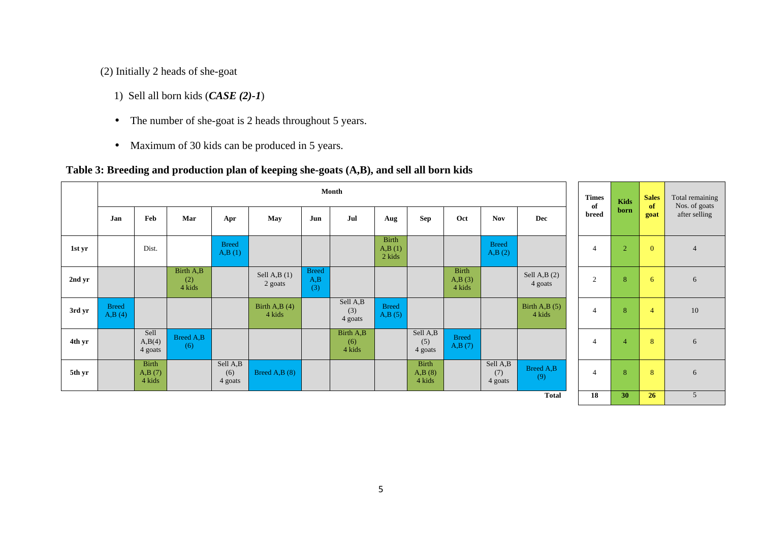(2) Initially 2 heads of she-goat

1) Sell all born kids (***CASE (2)-1***)

- The number of she-goat is 2 heads throughout 5 years.
- Maximum of 30 kids can be produced in 5 years.

**Table 3: Breeding and production plan of keeping she-goats (A,B), and sell all born kids**

| | Month | | | | | | | | | | | | Times of breed | Kids born | Sales of goat | Total remaining Nos. of goats after selling |
|---|---|---|---|---|---|---|---|---|---|---|---|---|---|---|---|---|
| | Jan | Feb | Mar | Apr | May | Jun | Jul | Aug | Sep | Oct | Nov | Dec | | | | |
| 1st yr | | Dist. | | Breed A,B (1) | | | | Birth A,B (1) 2 kids | | | Breed A,B (2) | | 4 | 2 | 0 | 4 |
| 2nd yr | | | Birth A,B (2) 4 kids | | Sell A,B (1) 2 goats | Breed A,B (3) | | | | Birth A,B (3) 4 kids | | Sell A,B (2) 4 goats | 2 | 8 | 6 | 6 |
| 3rd yr | Breed A,B (4) | | | | Birth A,B (4) 4 kids | | Sell A,B (3) 4 goats | Breed A,B (5) | | | | Birth A,B (5) 4 kids | 4 | 8 | 4 | 10 |
| 4th yr | | Sell A,B(4) 4 goats | Breed A,B (6) | | | | Birth A,B (6) 4 kids | | Sell A,B (5) 4 goats | Breed A,B (7) | | | 4 | 4 | 8 | 6 |
| 5th yr | | Birth A,B (7) 4 kids | | Sell A,B (6) 4 goats | Breed A,B (8) | | | | Birth A,B (8) 4 kids | | Sell A,B (7) 4 goats | Breed A,B (9) | 4 | 8 | 8 | 6 |
| | | | | | | | | | | | | Total | 18 | 30 | 26 | 5 |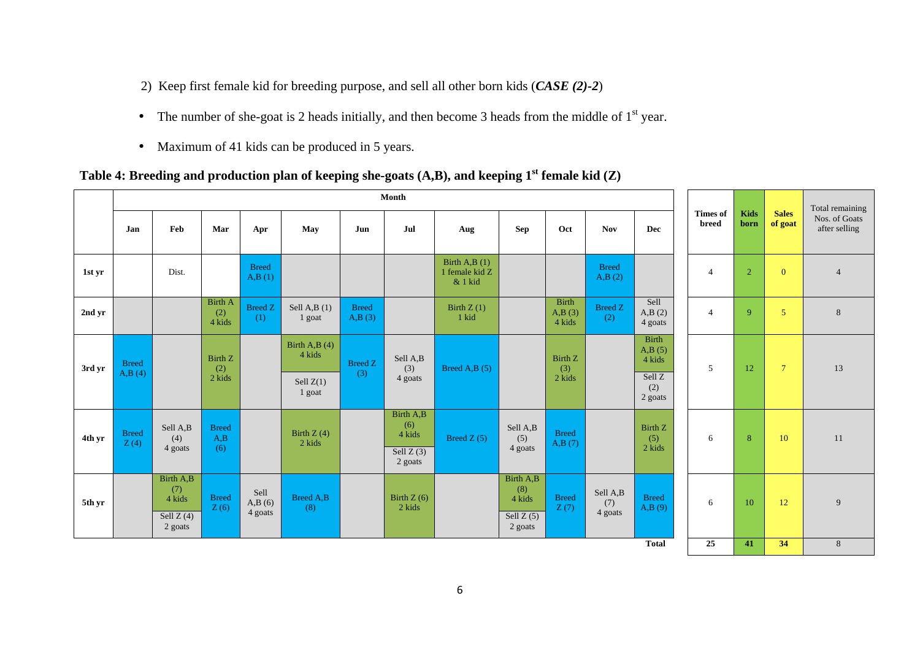2) Keep first female kid for breeding purpose, and sell all other born kids (***CASE (2)-2***)

- The number of she-goat is 2 heads initially, and then become 3 heads from the middle of 1st year.
- Maximum of 41 kids can be produced in 5 years.

**Table 4: Breeding and production plan of keeping she-goats (A,B), and keeping 1st female kid (Z)**

| | Month | | | | | | | | | | | | Times of breed | Kids born | Sales of goat | Total remaining Nos. of Goats after selling |
|---|---|---|---|---|---|---|---|---|---|---|---|---|---|---|---|---|
| | Jan | Feb | Mar | Apr | May | Jun | Jul | Aug | Sep | Oct | Nov | Dec | | | | |
| 1st yr | | Dist. | | Breed A,B (1) | | | | Birth A,B (1) 1 female kid Z & 1 kid | | | Breed A,B (2) | | 4 | 2 | 0 | 4 |
| 2nd yr | | | Birth A (2) 4 kids | Breed Z (1) | Sell A,B (1) 1 goat | Breed A,B (3) | | Birth Z (1) 1 kid | | Birth A,B (3) 4 kids | Breed Z (2) | Sell A,B (2) 4 goats | 4 | 9 | 5 | 8 |
| 3rd yr | Breed A,B (4) | | Birth Z (2) 2 kids | | Birth A,B (4) 4 kids / Sell Z(1) 1 goat | Breed Z (3) | Sell A,B (3) 4 goats | Breed A,B (5) | | Birth Z (3) 2 kids | | Birth A,B (5) 4 kids / Sell Z (2) 2 goats | 5 | 12 | 7 | 13 |
| 4th yr | Breed Z (4) | Sell A,B (4) 4 goats | Breed A,B (6) | | Birth Z (4) 2 kids | | Birth A,B (6) 4 kids / Sell Z (3) 2 goats | Breed Z (5) | Sell A,B (5) 4 goats | Breed A,B (7) | | Birth Z (5) 2 kids | 6 | 8 | 10 | 11 |
| 5th yr | | Birth A,B (7) 4 kids / Sell Z (4) 2 goats | Breed Z (6) | Sell A,B (6) 4 goats | Breed A,B (8) | | Birth Z (6) 2 kids | | Birth A,B (8) 4 kids / Sell Z (5) 2 goats | Breed Z (7) | Sell A,B (7) 4 goats | Breed A,B (9) | 6 | 10 | 12 | 9 |
| | | | | | | | | | | | | Total | 25 | 41 | 34 | 8 |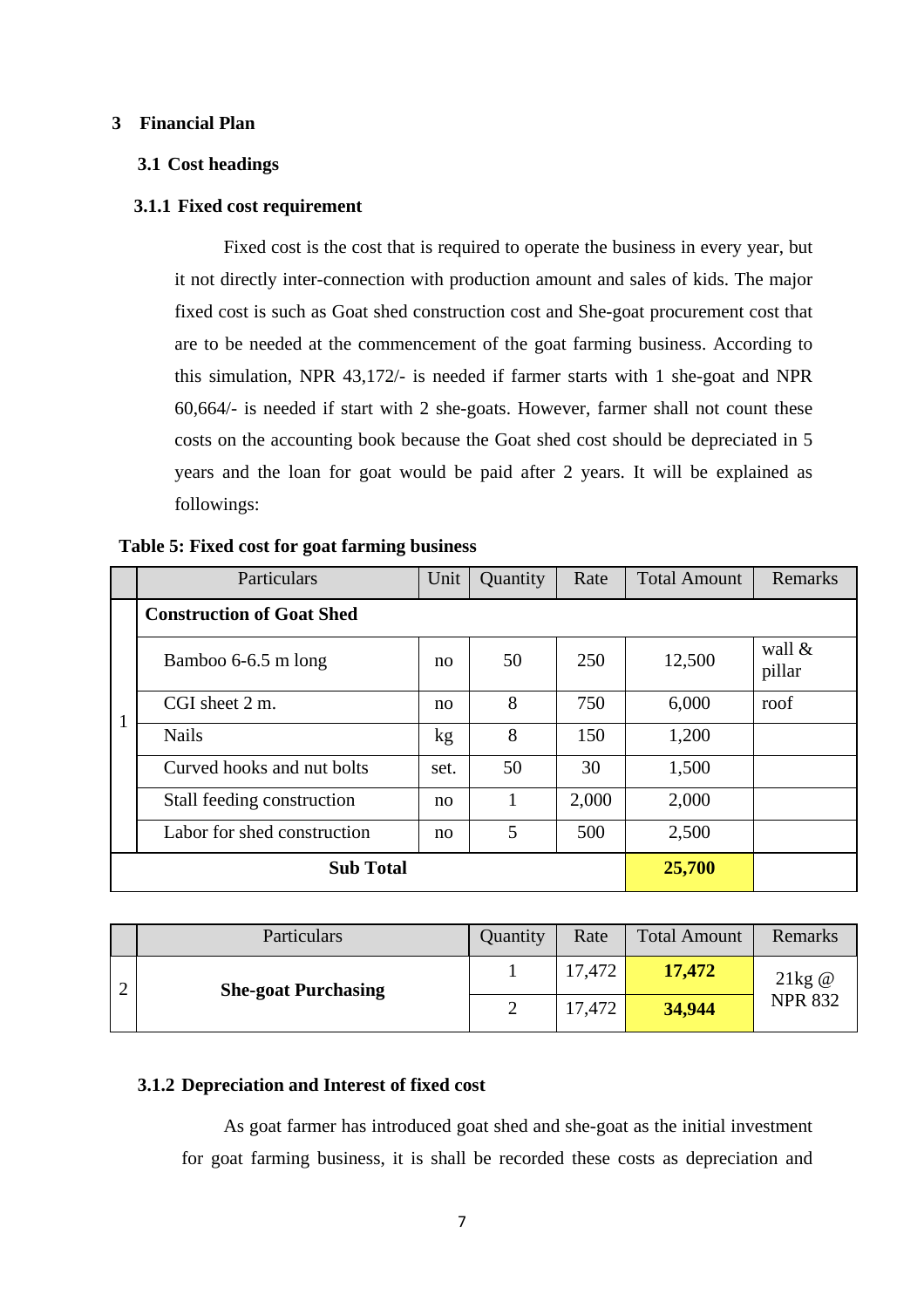# 3 Financial Plan

## 3.1 Cost headings

### 3.1.1 Fixed cost requirement

Fixed cost is the cost that is required to operate the business in every year, but it not directly inter-connection with production amount and sales of kids. The major fixed cost is such as Goat shed construction cost and She-goat procurement cost that are to be needed at the commencement of the goat farming business. According to this simulation, NPR 43,172/- is needed if farmer starts with 1 she-goat and NPR 60,664/- is needed if start with 2 she-goats. However, farmer shall not count these costs on the accounting book because the Goat shed cost should be depreciated in 5 years and the loan for goat would be paid after 2 years. It will be explained as followings:

**Table 5: Fixed cost for goat farming business**

| | Particulars | Unit | Quantity | Rate | Total Amount | Remarks |
|---|---|---|---|---|---|---|
| 1 | **Construction of Goat Shed** | | | | | |
| | Bamboo 6-6.5 m long | no | 50 | 250 | 12,500 | wall & pillar |
| | CGI sheet 2 m. | no | 8 | 750 | 6,000 | roof |
| | Nails | kg | 8 | 150 | 1,200 | |
| | Curved hooks and nut bolts | set. | 50 | 30 | 1,500 | |
| | Stall feeding construction | no | 1 | 2,000 | 2,000 | |
| | Labor for shed construction | no | 5 | 500 | 2,500 | |
| **Sub Total** | | | | | **25,700** | |

| | Particulars | Quantity | Rate | Total Amount | Remarks |
|---|---|---|---|---|---|
| 2 | **She-goat Purchasing** | 1 | 17,472 | **17,472** | 21kg @ NPR 832 |
| | | 2 | 17,472 | **34,944** | |

### 3.1.2 Depreciation and Interest of fixed cost

As goat farmer has introduced goat shed and she-goat as the initial investment for goat farming business, it is shall be recorded these costs as depreciation and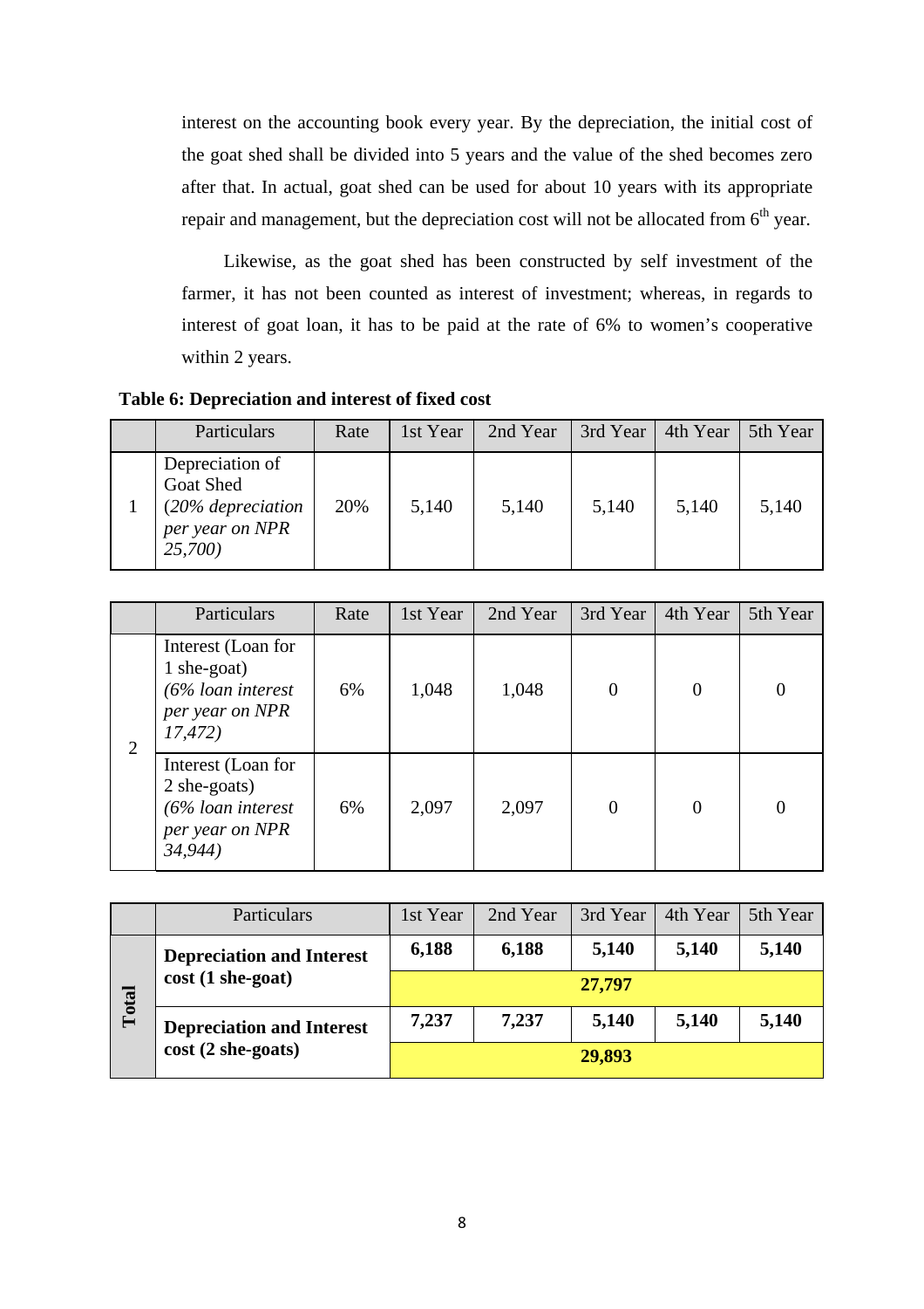interest on the accounting book every year. By the depreciation, the initial cost of the goat shed shall be divided into 5 years and the value of the shed becomes zero after that. In actual, goat shed can be used for about 10 years with its appropriate repair and management, but the depreciation cost will not be allocated from 6th year.

Likewise, as the goat shed has been constructed by self investment of the farmer, it has not been counted as interest of investment; whereas, in regards to interest of goat loan, it has to be paid at the rate of 6% to women's cooperative within 2 years.

**Table 6: Depreciation and interest of fixed cost**

| | Particulars | Rate | 1st Year | 2nd Year | 3rd Year | 4th Year | 5th Year |
|---|---|---|---|---|---|---|---|
| 1 | Depreciation of Goat Shed (*20% depreciation per year on NPR 25,700)* | 20% | 5,140 | 5,140 | 5,140 | 5,140 | 5,140 |

| | Particulars | Rate | 1st Year | 2nd Year | 3rd Year | 4th Year | 5th Year |
|---|---|---|---|---|---|---|---|
| 2 | Interest (Loan for 1 she-goat) *(6% loan interest per year on NPR 17,472)* | 6% | 1,048 | 1,048 | 0 | 0 | 0 |
| | Interest (Loan for 2 she-goats) *(6% loan interest per year on NPR 34,944)* | 6% | 2,097 | 2,097 | 0 | 0 | 0 |

| | Particulars | 1st Year | 2nd Year | 3rd Year | 4th Year | 5th Year |
|---|---|---|---|---|---|---|
| **Total** | **Depreciation and Interest cost (1 she-goat)** | **6,188** | **6,188** | **5,140** | **5,140** | **5,140** |
| | | **27,797** | | | | |
| | **Depreciation and Interest cost (2 she-goats)** | **7,237** | **7,237** | **5,140** | **5,140** | **5,140** |
| | | **29,893** | | | | |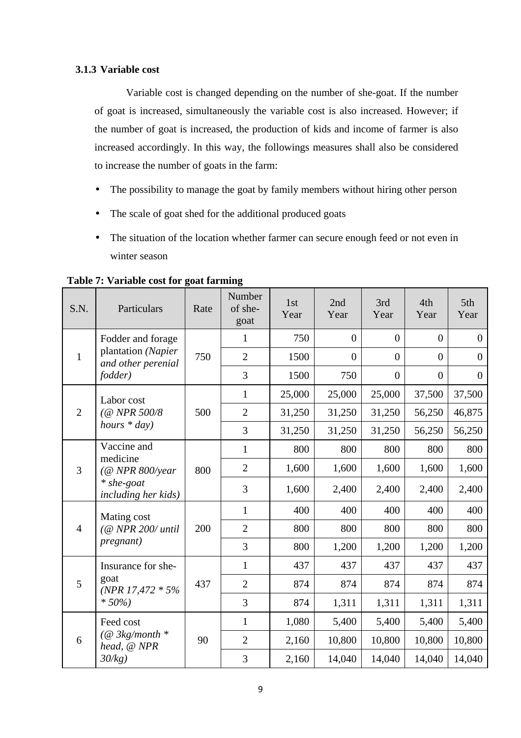### 3.1.3 Variable cost

Variable cost is changed depending on the number of she-goat. If the number of goat is increased, simultaneously the variable cost is also increased. However; if the number of goat is increased, the production of kids and income of farmer is also increased accordingly. In this way, the followings measures shall also be considered to increase the number of goats in the farm:

- The possibility to manage the goat by family members without hiring other person
- The scale of goat shed for the additional produced goats
- The situation of the location whether farmer can secure enough feed or not even in winter season

**Table 7: Variable cost for goat farming**

| S.N. | Particulars | Rate | Number of she-goat | 1st Year | 2nd Year | 3rd Year | 4th Year | 5th Year |
|---|---|---|---|---|---|---|---|---|
| 1 | Fodder and forage plantation *(Napier and other perenial fodder)* | 750 | 1 | 750 | 0 | 0 | 0 | 0 |
| | | | 2 | 1500 | 0 | 0 | 0 | 0 |
| | | | 3 | 1500 | 750 | 0 | 0 | 0 |
| 2 | Labor cost *(@ NPR 500/8 hours * day)* | 500 | 1 | 25,000 | 25,000 | 25,000 | 37,500 | 37,500 |
| | | | 2 | 31,250 | 31,250 | 31,250 | 56,250 | 46,875 |
| | | | 3 | 31,250 | 31,250 | 31,250 | 56,250 | 56,250 |
| 3 | Vaccine and medicine *(@ NPR 800/year * she-goat including her kids)* | 800 | 1 | 800 | 800 | 800 | 800 | 800 |
| | | | 2 | 1,600 | 1,600 | 1,600 | 1,600 | 1,600 |
| | | | 3 | 1,600 | 2,400 | 2,400 | 2,400 | 2,400 |
| 4 | Mating cost *(@ NPR 200/ until pregnant)* | 200 | 1 | 400 | 400 | 400 | 400 | 400 |
| | | | 2 | 800 | 800 | 800 | 800 | 800 |
| | | | 3 | 800 | 1,200 | 1,200 | 1,200 | 1,200 |
| 5 | Insurance for she-goat *(NPR 17,472 * 5% * 50%)* | 437 | 1 | 437 | 437 | 437 | 437 | 437 |
| | | | 2 | 874 | 874 | 874 | 874 | 874 |
| | | | 3 | 874 | 1,311 | 1,311 | 1,311 | 1,311 |
| 6 | Feed cost *(@ 3kg/month * head, @ NPR 30/kg)* | 90 | 1 | 1,080 | 5,400 | 5,400 | 5,400 | 5,400 |
| | | | 2 | 2,160 | 10,800 | 10,800 | 10,800 | 10,800 |
| | | | 3 | 2,160 | 14,040 | 14,040 | 14,040 | 14,040 |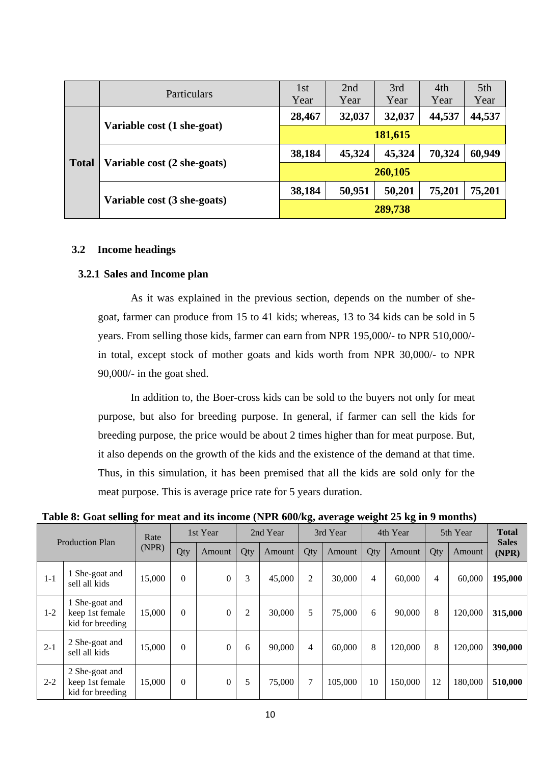| | Particulars | 1st Year | 2nd Year | 3rd Year | 4th Year | 5th Year |
|---|---|---|---|---|---|---|
| **Total** | **Variable cost (1 she-goat)** | **28,467** | **32,037** | **32,037** | **44,537** | **44,537** |
| | | **181,615** | | | | |
| | **Variable cost (2 she-goats)** | **38,184** | **45,324** | **45,324** | **70,324** | **60,949** |
| | | **260,105** | | | | |
| | **Variable cost (3 she-goats)** | **38,184** | **50,951** | **50,201** | **75,201** | **75,201** |
| | | **289,738** | | | | |

### 3.2 Income headings

#### 3.2.1 Sales and Income plan

As it was explained in the previous section, depends on the number of she-goat, farmer can produce from 15 to 41 kids; whereas, 13 to 34 kids can be sold in 5 years. From selling those kids, farmer can earn from NPR 195,000/- to NPR 510,000/- in total, except stock of mother goats and kids worth from NPR 30,000/- to NPR 90,000/- in the goat shed.

In addition to, the Boer-cross kids can be sold to the buyers not only for meat purpose, but also for breeding purpose. In general, if farmer can sell the kids for breeding purpose, the price would be about 2 times higher than for meat purpose. But, it also depends on the growth of the kids and the existence of the demand at that time. Thus, in this simulation, it has been premised that all the kids are sold only for the meat purpose. This is average price rate for 5 years duration.

**Table 8: Goat selling for meat and its income (NPR 600/kg, average weight 25 kg in 9 months)**

| Production Plan | | Rate (NPR) | 1st Year | | 2nd Year | | 3rd Year | | 4th Year | | 5th Year | | Total Sales (NPR) |
|---|---|---|---|---|---|---|---|---|---|---|---|---|---|
| | | | Qty | Amount | Qty | Amount | Qty | Amount | Qty | Amount | Qty | Amount | |
| 1-1 | 1 She-goat and sell all kids | 15,000 | 0 | 0 | 3 | 45,000 | 2 | 30,000 | 4 | 60,000 | 4 | 60,000 | **195,000** |
| 1-2 | 1 She-goat and keep 1st female kid for breeding | 15,000 | 0 | 0 | 2 | 30,000 | 5 | 75,000 | 6 | 90,000 | 8 | 120,000 | **315,000** |
| 2-1 | 2 She-goat and sell all kids | 15,000 | 0 | 0 | 6 | 90,000 | 4 | 60,000 | 8 | 120,000 | 8 | 120,000 | **390,000** |
| 2-2 | 2 She-goat and keep 1st female kid for breeding | 15,000 | 0 | 0 | 5 | 75,000 | 7 | 105,000 | 10 | 150,000 | 12 | 180,000 | **510,000** |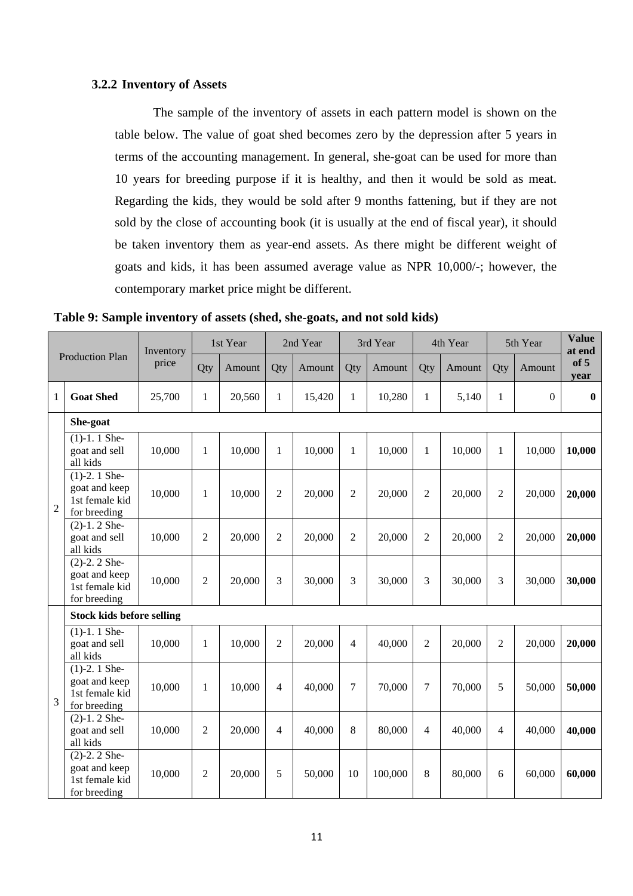### 3.2.2 Inventory of Assets

The sample of the inventory of assets in each pattern model is shown on the table below. The value of goat shed becomes zero by the depression after 5 years in terms of the accounting management. In general, she-goat can be used for more than 10 years for breeding purpose if it is healthy, and then it would be sold as meat. Regarding the kids, they would be sold after 9 months fattening, but if they are not sold by the close of accounting book (it is usually at the end of fiscal year), it should be taken inventory them as year-end assets. As there might be different weight of goats and kids, it has been assumed average value as NPR 10,000/-; however, the contemporary market price might be different.

**Table 9: Sample inventory of assets (shed, she-goats, and not sold kids)**

| | Production Plan | Inventory price | 1st Year | | 2nd Year | | 3rd Year | | 4th Year | | 5th Year | | **Value at end of 5 year** |
|---|---|---|---|---|---|---|---|---|---|---|---|---|---|
| | | | Qty | Amount | Qty | Amount | Qty | Amount | Qty | Amount | Qty | Amount | |
| 1 | **Goat Shed** | 25,700 | 1 | 20,560 | 1 | 15,420 | 1 | 10,280 | 1 | 5,140 | 1 | 0 | **0** |
| 2 | **She-goat** | | | | | | | | | | | | |
| | (1)-1. 1 She-goat and sell all kids | 10,000 | 1 | 10,000 | 1 | 10,000 | 1 | 10,000 | 1 | 10,000 | 1 | 10,000 | **10,000** |
| | (1)-2. 1 She-goat and keep 1st female kid for breeding | 10,000 | 1 | 10,000 | 2 | 20,000 | 2 | 20,000 | 2 | 20,000 | 2 | 20,000 | **20,000** |
| | (2)-1. 2 She-goat and sell all kids | 10,000 | 2 | 20,000 | 2 | 20,000 | 2 | 20,000 | 2 | 20,000 | 2 | 20,000 | **20,000** |
| | (2)-2. 2 She-goat and keep 1st female kid for breeding | 10,000 | 2 | 20,000 | 3 | 30,000 | 3 | 30,000 | 3 | 30,000 | 3 | 30,000 | **30,000** |
| 3 | **Stock kids before selling** | | | | | | | | | | | | |
| | (1)-1. 1 She-goat and sell all kids | 10,000 | 1 | 10,000 | 2 | 20,000 | 4 | 40,000 | 2 | 20,000 | 2 | 20,000 | **20,000** |
| | (1)-2. 1 She-goat and keep 1st female kid for breeding | 10,000 | 1 | 10,000 | 4 | 40,000 | 7 | 70,000 | 7 | 70,000 | 5 | 50,000 | **50,000** |
| | (2)-1. 2 She-goat and sell all kids | 10,000 | 2 | 20,000 | 4 | 40,000 | 8 | 80,000 | 4 | 40,000 | 4 | 40,000 | **40,000** |
| | (2)-2. 2 She-goat and keep 1st female kid for breeding | 10,000 | 2 | 20,000 | 5 | 50,000 | 10 | 100,000 | 8 | 80,000 | 6 | 60,000 | **60,000** |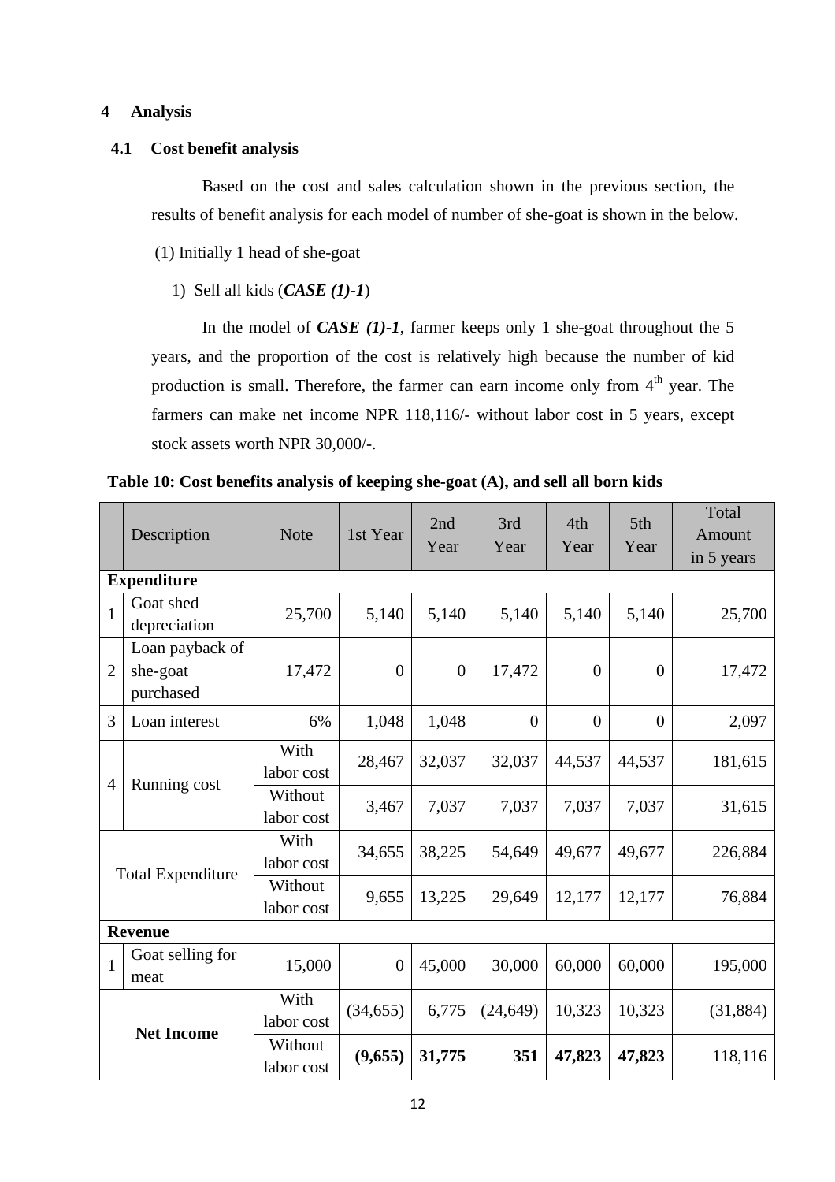# 4 Analysis

## 4.1 Cost benefit analysis

Based on the cost and sales calculation shown in the previous section, the results of benefit analysis for each model of number of she-goat is shown in the below.

(1) Initially 1 head of she-goat

1) Sell all kids (***CASE (1)-1***)

In the model of ***CASE (1)-1***, farmer keeps only 1 she-goat throughout the 5 years, and the proportion of the cost is relatively high because the number of kid production is small. Therefore, the farmer can earn income only from 4th year. The farmers can make net income NPR 118,116/- without labor cost in 5 years, except stock assets worth NPR 30,000/-.

**Table 10: Cost benefits analysis of keeping she-goat (A), and sell all born kids**

| | Description | Note | 1st Year | 2nd Year | 3rd Year | 4th Year | 5th Year | Total Amount in 5 years |
|---|---|---|---|---|---|---|---|---|
| **Expenditure** | | | | | | | | |
| 1 | Goat shed depreciation | 25,700 | 5,140 | 5,140 | 5,140 | 5,140 | 5,140 | 25,700 |
| 2 | Loan payback of she-goat purchased | 17,472 | 0 | 0 | 17,472 | 0 | 0 | 17,472 |
| 3 | Loan interest | 6% | 1,048 | 1,048 | 0 | 0 | 0 | 2,097 |
| 4 | Running cost | With labor cost | 28,467 | 32,037 | 32,037 | 44,537 | 44,537 | 181,615 |
| | | Without labor cost | 3,467 | 7,037 | 7,037 | 7,037 | 7,037 | 31,615 |
| Total Expenditure | | With labor cost | 34,655 | 38,225 | 54,649 | 49,677 | 49,677 | 226,884 |
| | | Without labor cost | 9,655 | 13,225 | 29,649 | 12,177 | 12,177 | 76,884 |
| **Revenue** | | | | | | | | |
| 1 | Goat selling for meat | 15,000 | 0 | 45,000 | 30,000 | 60,000 | 60,000 | 195,000 |
| **Net Income** | | With labor cost | (34,655) | 6,775 | (24,649) | 10,323 | 10,323 | (31,884) |
| | | Without labor cost | **(9,655)** | **31,775** | **351** | **47,823** | **47,823** | 118,116 |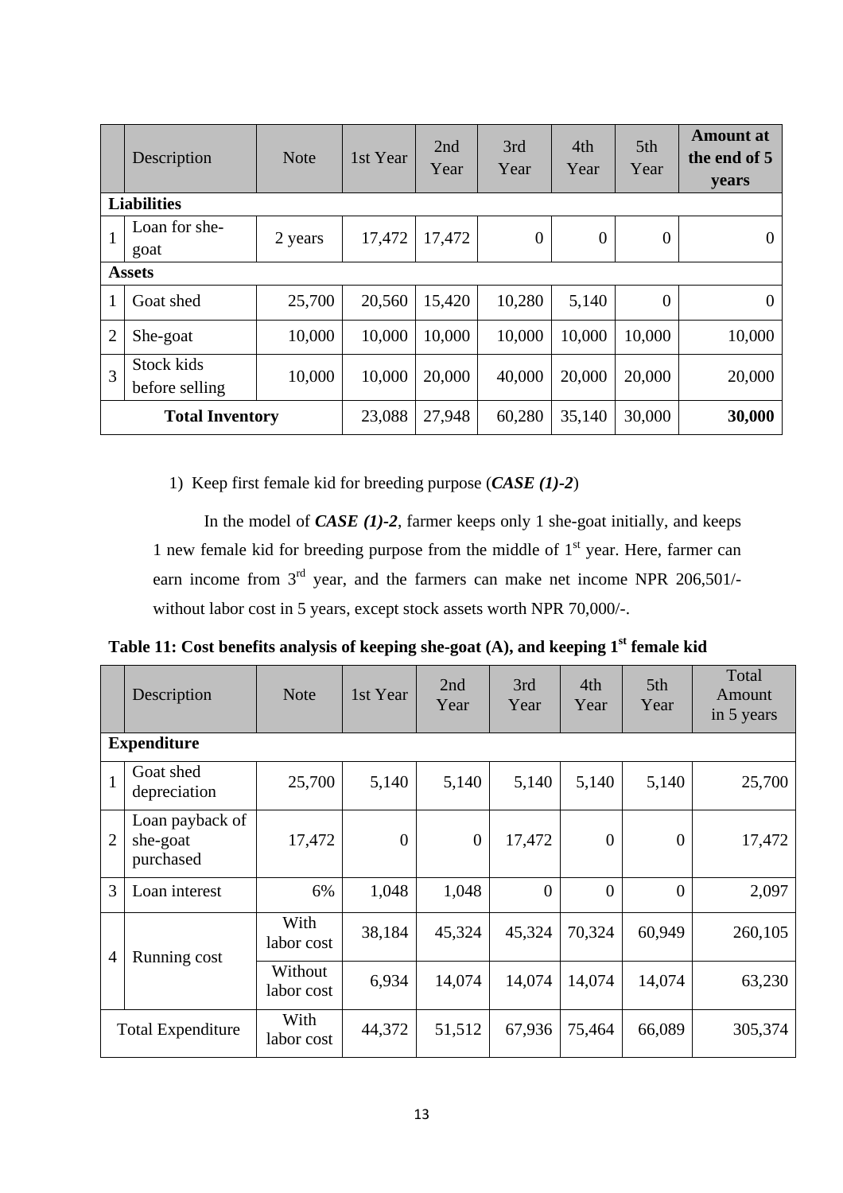| | Description | Note | 1st Year | 2nd Year | 3rd Year | 4th Year | 5th Year | Amount at the end of 5 years |
|---|---|---|---|---|---|---|---|---|
| **Liabilities** | | | | | | | | |
| 1 | Loan for she-goat | 2 years | 17,472 | 17,472 | 0 | 0 | 0 | 0 |
| **Assets** | | | | | | | | |
| 1 | Goat shed | 25,700 | 20,560 | 15,420 | 10,280 | 5,140 | 0 | 0 |
| 2 | She-goat | 10,000 | 10,000 | 10,000 | 10,000 | 10,000 | 10,000 | 10,000 |
| 3 | Stock kids before selling | 10,000 | 10,000 | 20,000 | 40,000 | 20,000 | 20,000 | 20,000 |
| **Total Inventory** | | | 23,088 | 27,948 | 60,280 | 35,140 | 30,000 | **30,000** |

1) Keep first female kid for breeding purpose (***CASE (1)-2***)

In the model of ***CASE (1)-2***, farmer keeps only 1 she-goat initially, and keeps 1 new female kid for breeding purpose from the middle of 1st year. Here, farmer can earn income from 3rd year, and the farmers can make net income NPR 206,501/- without labor cost in 5 years, except stock assets worth NPR 70,000/-.

**Table 11: Cost benefits analysis of keeping she-goat (A), and keeping 1st female kid**

| | Description | Note | 1st Year | 2nd Year | 3rd Year | 4th Year | 5th Year | Total Amount in 5 years |
|---|---|---|---|---|---|---|---|---|
| **Expenditure** | | | | | | | | |
| 1 | Goat shed depreciation | 25,700 | 5,140 | 5,140 | 5,140 | 5,140 | 5,140 | 25,700 |
| 2 | Loan payback of she-goat purchased | 17,472 | 0 | 0 | 17,472 | 0 | 0 | 17,472 |
| 3 | Loan interest | 6% | 1,048 | 1,048 | 0 | 0 | 0 | 2,097 |
| 4 | Running cost | With labor cost | 38,184 | 45,324 | 45,324 | 70,324 | 60,949 | 260,105 |
| | | Without labor cost | 6,934 | 14,074 | 14,074 | 14,074 | 14,074 | 63,230 |
| Total Expenditure | | With labor cost | 44,372 | 51,512 | 67,936 | 75,464 | 66,089 | 305,374 |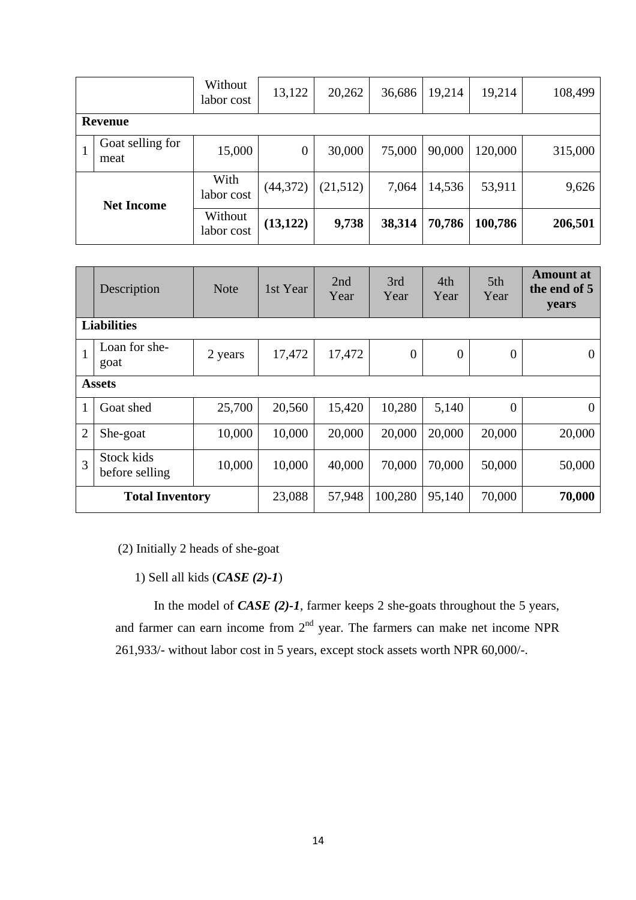| | | | | | | | | |
|---|---|---|---|---|---|---|---|---|
| | | Without labor cost | 13,122 | 20,262 | 36,686 | 19,214 | 19,214 | 108,499 |
| **Revenue** | | | | | | | | |
| 1 | Goat selling for meat | 15,000 | 0 | 30,000 | 75,000 | 90,000 | 120,000 | 315,000 |
| **Net Income** | | With labor cost | (44,372) | (21,512) | 7,064 | 14,536 | 53,911 | 9,626 |
| | | Without labor cost | **(13,122)** | **9,738** | **38,314** | **70,786** | **100,786** | **206,501** |

| | Description | Note | 1st Year | 2nd Year | 3rd Year | 4th Year | 5th Year | **Amount at the end of 5 years** |
|---|---|---|---|---|---|---|---|---|
| **Liabilities** | | | | | | | | |
| 1 | Loan for she-goat | 2 years | 17,472 | 17,472 | 0 | 0 | 0 | 0 |
| **Assets** | | | | | | | | |
| 1 | Goat shed | 25,700 | 20,560 | 15,420 | 10,280 | 5,140 | 0 | 0 |
| 2 | She-goat | 10,000 | 10,000 | 20,000 | 20,000 | 20,000 | 20,000 | 20,000 |
| 3 | Stock kids before selling | 10,000 | 10,000 | 40,000 | 70,000 | 70,000 | 50,000 | 50,000 |
| **Total Inventory** | | | 23,088 | 57,948 | 100,280 | 95,140 | 70,000 | **70,000** |

(2) Initially 2 heads of she-goat

1) Sell all kids (***CASE (2)-1***)

In the model of ***CASE (2)-1***, farmer keeps 2 she-goats throughout the 5 years, and farmer can earn income from 2nd year. The farmers can make net income NPR 261,933/- without labor cost in 5 years, except stock assets worth NPR 60,000/-.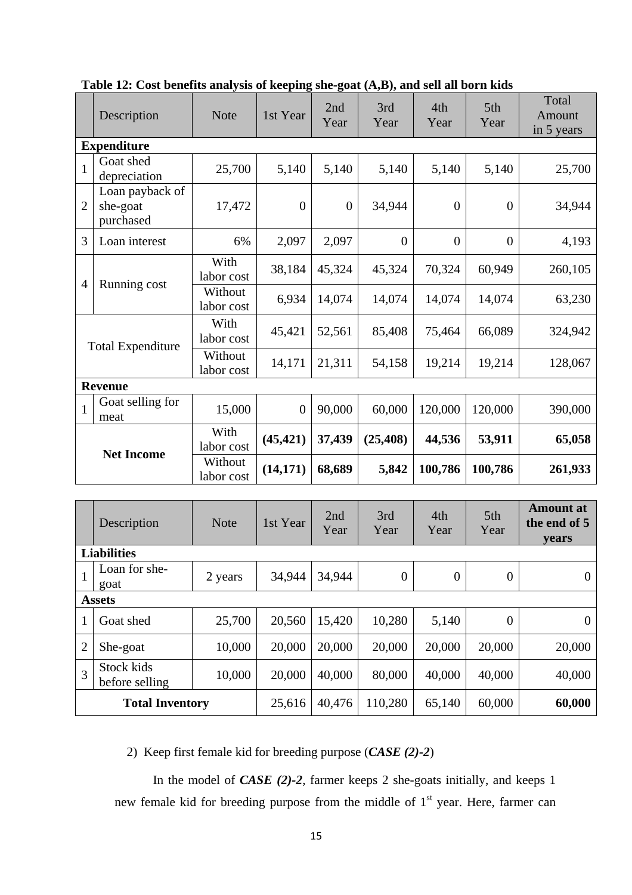**Table 12: Cost benefits analysis of keeping she-goat (A,B), and sell all born kids**

| | Description | Note | 1st Year | 2nd Year | 3rd Year | 4th Year | 5th Year | Total Amount in 5 years |
|---|---|---|---|---|---|---|---|---|
| **Expenditure** | | | | | | | | |
| 1 | Goat shed depreciation | 25,700 | 5,140 | 5,140 | 5,140 | 5,140 | 5,140 | 25,700 |
| 2 | Loan payback of she-goat purchased | 17,472 | 0 | 0 | 34,944 | 0 | 0 | 34,944 |
| 3 | Loan interest | 6% | 2,097 | 2,097 | 0 | 0 | 0 | 4,193 |
| 4 | Running cost | With labor cost | 38,184 | 45,324 | 45,324 | 70,324 | 60,949 | 260,105 |
| | | Without labor cost | 6,934 | 14,074 | 14,074 | 14,074 | 14,074 | 63,230 |
| Total Expenditure | | With labor cost | 45,421 | 52,561 | 85,408 | 75,464 | 66,089 | 324,942 |
| | | Without labor cost | 14,171 | 21,311 | 54,158 | 19,214 | 19,214 | 128,067 |
| **Revenue** | | | | | | | | |
| 1 | Goat selling for meat | 15,000 | 0 | 90,000 | 60,000 | 120,000 | 120,000 | 390,000 |
| **Net Income** | | With labor cost | **(45,421)** | **37,439** | **(25,408)** | **44,536** | **53,911** | **65,058** |
| | | Without labor cost | **(14,171)** | **68,689** | **5,842** | **100,786** | **100,786** | **261,933** |

| | Description | Note | 1st Year | 2nd Year | 3rd Year | 4th Year | 5th Year | **Amount at the end of 5 years** |
|---|---|---|---|---|---|---|---|---|
| **Liabilities** | | | | | | | | |
| 1 | Loan for she-goat | 2 years | 34,944 | 34,944 | 0 | 0 | 0 | 0 |
| **Assets** | | | | | | | | |
| 1 | Goat shed | 25,700 | 20,560 | 15,420 | 10,280 | 5,140 | 0 | 0 |
| 2 | She-goat | 10,000 | 20,000 | 20,000 | 20,000 | 20,000 | 20,000 | 20,000 |
| 3 | Stock kids before selling | 10,000 | 20,000 | 40,000 | 80,000 | 40,000 | 40,000 | 40,000 |
| **Total Inventory** | | | 25,616 | 40,476 | 110,280 | 65,140 | 60,000 | **60,000** |

2) Keep first female kid for breeding purpose (***CASE (2)-2***)

In the model of ***CASE (2)-2***, farmer keeps 2 she-goats initially, and keeps 1 new female kid for breeding purpose from the middle of 1st year. Here, farmer can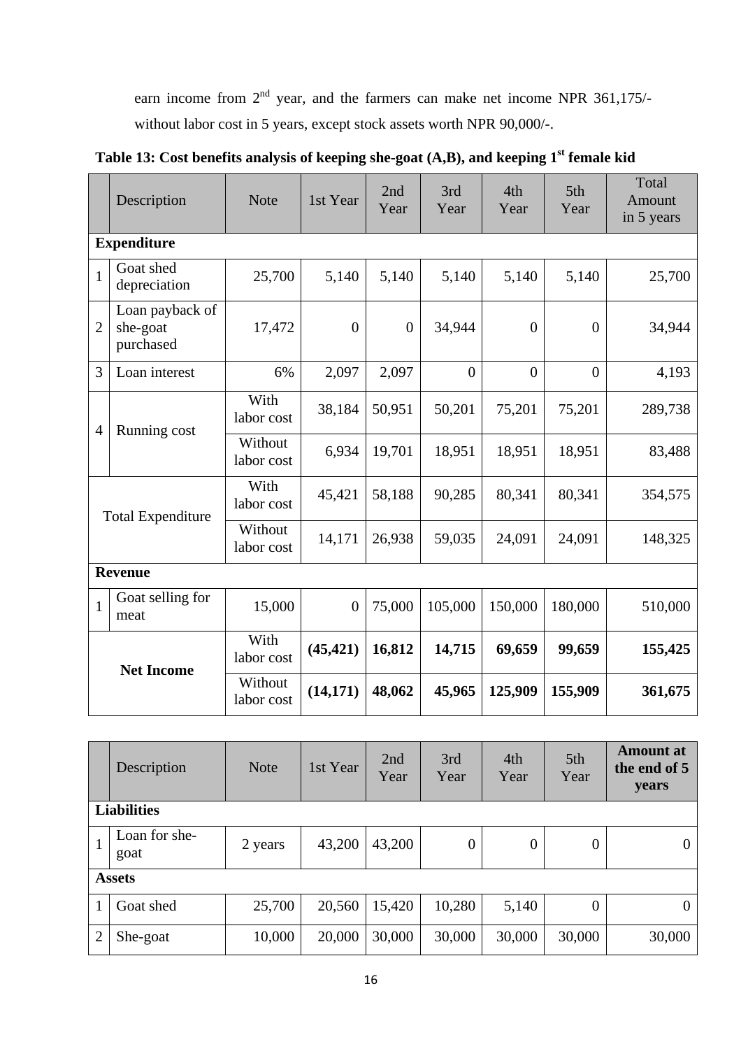earn income from 2nd year, and the farmers can make net income NPR 361,175/- without labor cost in 5 years, except stock assets worth NPR 90,000/-.

**Table 13: Cost benefits analysis of keeping she-goat (A,B), and keeping 1st female kid**

| | Description | Note | 1st Year | 2nd Year | 3rd Year | 4th Year | 5th Year | Total Amount in 5 years |
|---|---|---|---|---|---|---|---|---|
| **Expenditure** | | | | | | | | |
| 1 | Goat shed depreciation | 25,700 | 5,140 | 5,140 | 5,140 | 5,140 | 5,140 | 25,700 |
| 2 | Loan payback of she-goat purchased | 17,472 | 0 | 0 | 34,944 | 0 | 0 | 34,944 |
| 3 | Loan interest | 6% | 2,097 | 2,097 | 0 | 0 | 0 | 4,193 |
| 4 | Running cost | With labor cost | 38,184 | 50,951 | 50,201 | 75,201 | 75,201 | 289,738 |
| | | Without labor cost | 6,934 | 19,701 | 18,951 | 18,951 | 18,951 | 83,488 |
| Total Expenditure | | With labor cost | 45,421 | 58,188 | 90,285 | 80,341 | 80,341 | 354,575 |
| | | Without labor cost | 14,171 | 26,938 | 59,035 | 24,091 | 24,091 | 148,325 |
| **Revenue** | | | | | | | | |
| 1 | Goat selling for meat | 15,000 | 0 | 75,000 | 105,000 | 150,000 | 180,000 | 510,000 |
| **Net Income** | | With labor cost | **(45,421)** | **16,812** | **14,715** | **69,659** | **99,659** | **155,425** |
| | | Without labor cost | **(14,171)** | **48,062** | **45,965** | **125,909** | **155,909** | **361,675** |

| | Description | Note | 1st Year | 2nd Year | 3rd Year | 4th Year | 5th Year | **Amount at the end of 5 years** |
|---|---|---|---|---|---|---|---|---|
| **Liabilities** | | | | | | | | |
| 1 | Loan for she-goat | 2 years | 43,200 | 43,200 | 0 | 0 | 0 | 0 |
| **Assets** | | | | | | | | |
| 1 | Goat shed | 25,700 | 20,560 | 15,420 | 10,280 | 5,140 | 0 | 0 |
| 2 | She-goat | 10,000 | 20,000 | 30,000 | 30,000 | 30,000 | 30,000 | 30,000 |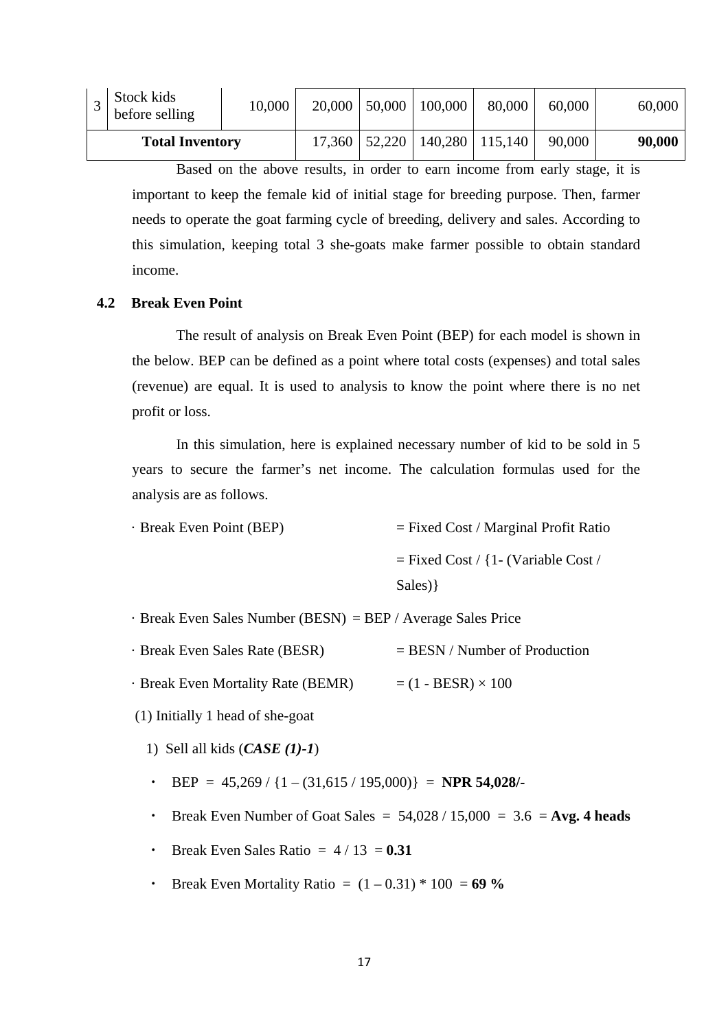| 3 | Stock kids before selling | 10,000 | 20,000 | 50,000 | 100,000 | 80,000 | 60,000 | 60,000 |
|---|---|---|---|---|---|---|---|---|
| **Total Inventory** | | | 17,360 | 52,220 | 140,280 | 115,140 | 90,000 | **90,000** |

Based on the above results, in order to earn income from early stage, it is important to keep the female kid of initial stage for breeding purpose. Then, farmer needs to operate the goat farming cycle of breeding, delivery and sales. According to this simulation, keeping total 3 she-goats make farmer possible to obtain standard income.

## 4.2 Break Even Point

The result of analysis on Break Even Point (BEP) for each model is shown in the below. BEP can be defined as a point where total costs (expenses) and total sales (revenue) are equal. It is used to analysis to know the point where there is no net profit or loss.

In this simulation, here is explained necessary number of kid to be sold in 5 years to secure the farmer's net income. The calculation formulas used for the analysis are as follows.

- Break Even Point (BEP) = Fixed Cost / Marginal Profit Ratio
  = Fixed Cost / {1- (Variable Cost / Sales)}
- Break Even Sales Number (BESN) = BEP / Average Sales Price
- Break Even Sales Rate (BESR) = BESN / Number of Production
- Break Even Mortality Rate (BEMR) = (1 - BESR) × 100

(1) Initially 1 head of she-goat

1) Sell all kids (***CASE (1)-1***)

- BEP = 45,269 / {1 – (31,615 / 195,000)} = **NPR 54,028/-**
- Break Even Number of Goat Sales = 54,028 / 15,000 = 3.6 = **Avg. 4 heads**
- Break Even Sales Ratio = 4 / 13 = **0.31**
- Break Even Mortality Ratio = (1 – 0.31) * 100 = **69 %**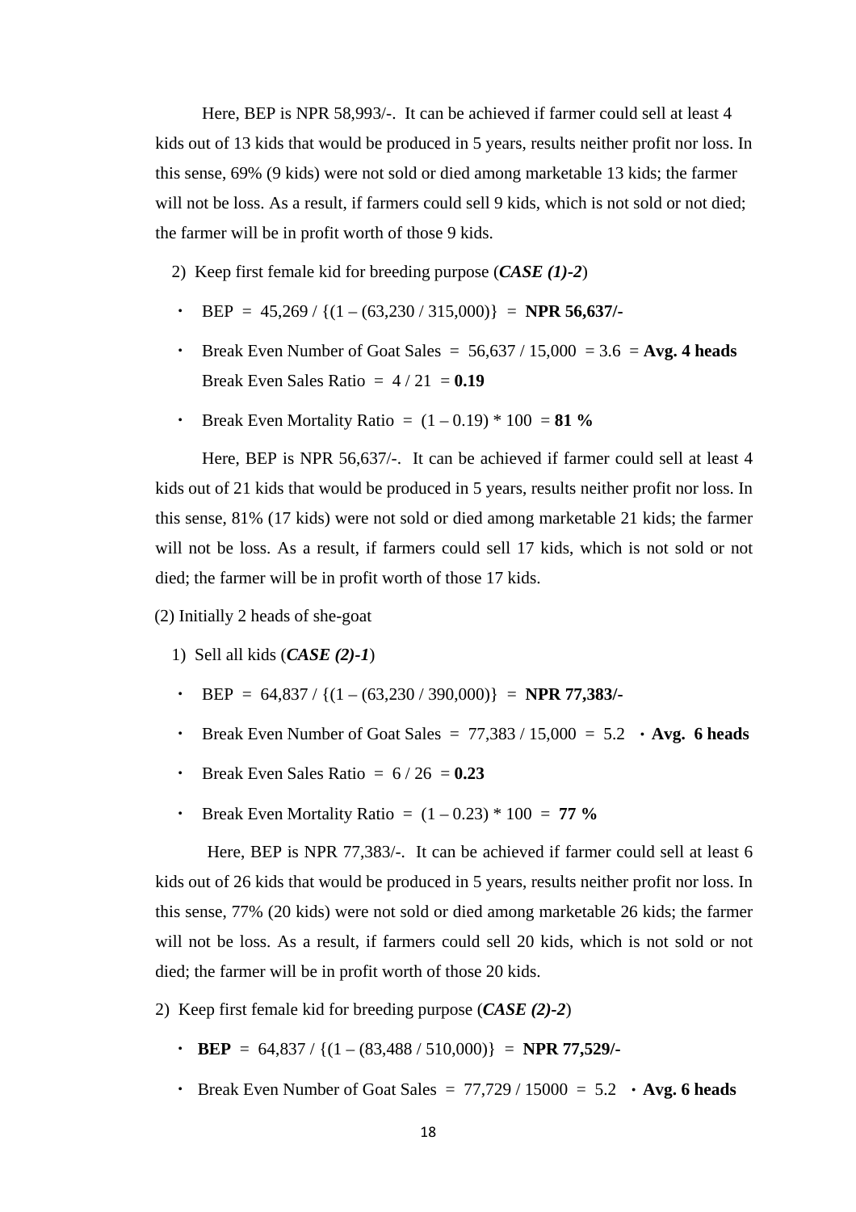Here, BEP is NPR 58,993/-. It can be achieved if farmer could sell at least 4 kids out of 13 kids that would be produced in 5 years, results neither profit nor loss. In this sense, 69% (9 kids) were not sold or died among marketable 13 kids; the farmer will not be loss. As a result, if farmers could sell 9 kids, which is not sold or not died; the farmer will be in profit worth of those 9 kids.

2) Keep first female kid for breeding purpose (***CASE (1)-2***)

- BEP = 45,269 / {(1 – (63,230 / 315,000)} = **NPR 56,637/-**
- Break Even Number of Goat Sales = 56,637 / 15,000 = 3.6 = **Avg. 4 heads**
  Break Even Sales Ratio = 4 / 21 = **0.19**
- Break Even Mortality Ratio = (1 – 0.19) * 100 = **81 %**

Here, BEP is NPR 56,637/-. It can be achieved if farmer could sell at least 4 kids out of 21 kids that would be produced in 5 years, results neither profit nor loss. In this sense, 81% (17 kids) were not sold or died among marketable 21 kids; the farmer will not be loss. As a result, if farmers could sell 17 kids, which is not sold or not died; the farmer will be in profit worth of those 17 kids.

(2) Initially 2 heads of she-goat

1) Sell all kids (***CASE (2)-1***)

- BEP = 64,837 / {(1 – (63,230 / 390,000)} = **NPR 77,383/-**
- Break Even Number of Goat Sales = 77,383 / 15,000 = 5.2 ・**Avg. 6 heads**
- Break Even Sales Ratio = 6 / 26 = **0.23**
- Break Even Mortality Ratio = (1 – 0.23) * 100 = **77 %**

Here, BEP is NPR 77,383/-. It can be achieved if farmer could sell at least 6 kids out of 26 kids that would be produced in 5 years, results neither profit nor loss. In this sense, 77% (20 kids) were not sold or died among marketable 26 kids; the farmer will not be loss. As a result, if farmers could sell 20 kids, which is not sold or not died; the farmer will be in profit worth of those 20 kids.

2) Keep first female kid for breeding purpose (***CASE (2)-2***)

- **BEP** = 64,837 / {(1 – (83,488 / 510,000)} = **NPR 77,529/-**
- Break Even Number of Goat Sales = 77,729 / 15000 = 5.2 ・**Avg. 6 heads**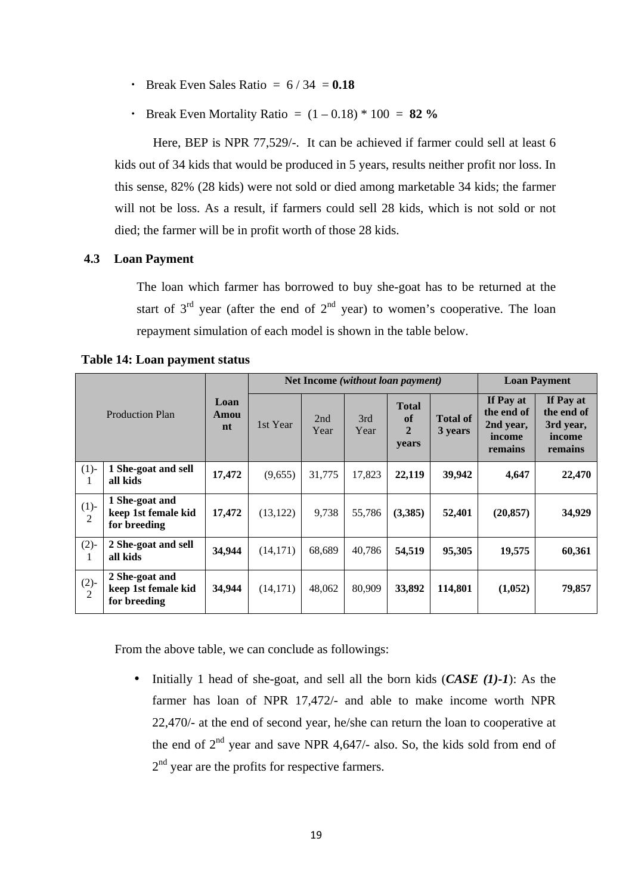- Break Even Sales Ratio = 6 / 34 = **0.18**
- Break Even Mortality Ratio = (1 – 0.18) * 100 = **82 %**

Here, BEP is NPR 77,529/-. It can be achieved if farmer could sell at least 6 kids out of 34 kids that would be produced in 5 years, results neither profit nor loss. In this sense, 82% (28 kids) were not sold or died among marketable 34 kids; the farmer will not be loss. As a result, if farmers could sell 28 kids, which is not sold or not died; the farmer will be in profit worth of those 28 kids.

### 4.3 Loan Payment

The loan which farmer has borrowed to buy she-goat has to be returned at the start of 3rd year (after the end of 2nd year) to women's cooperative. The loan repayment simulation of each model is shown in the table below.

**Table 14: Loan payment status**

| Production Plan | | Loan Amount | Net Income *(without loan payment)* | | | | | Loan Payment | |
|---|---|---|---|---|---|---|---|---|---|
| | | | 1st Year | 2nd Year | 3rd Year | Total of 2 years | Total of 3 years | If Pay at the end of 2nd year, income remains | If Pay at the end of 3rd year, income remains |
| (1)-1 | **1 She-goat and sell all kids** | **17,472** | (9,655) | 31,775 | 17,823 | **22,119** | **39,942** | **4,647** | **22,470** |
| (1)-2 | **1 She-goat and keep 1st female kid for breeding** | **17,472** | (13,122) | 9,738 | 55,786 | **(3,385)** | **52,401** | **(20,857)** | **34,929** |
| (2)-1 | **2 She-goat and sell all kids** | **34,944** | (14,171) | 68,689 | 40,786 | **54,519** | **95,305** | **19,575** | **60,361** |
| (2)-2 | **2 She-goat and keep 1st female kid for breeding** | **34,944** | (14,171) | 48,062 | 80,909 | **33,892** | **114,801** | **(1,052)** | **79,857** |

From the above table, we can conclude as followings:

- Initially 1 head of she-goat, and sell all the born kids (***CASE (1)-1***): As the farmer has loan of NPR 17,472/- and able to make income worth NPR 22,470/- at the end of second year, he/she can return the loan to cooperative at the end of 2nd year and save NPR 4,647/- also. So, the kids sold from end of 2nd year are the profits for respective farmers.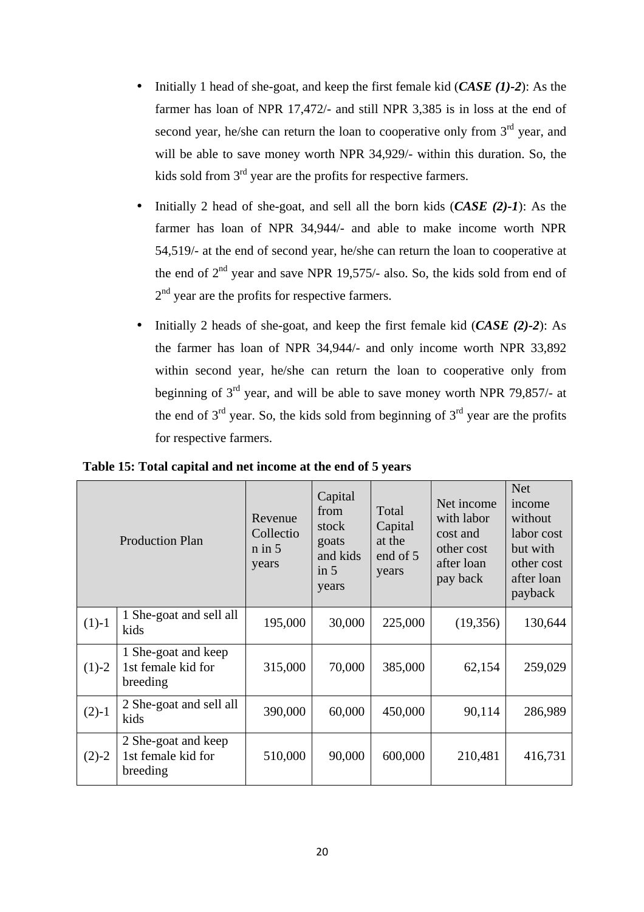- Initially 1 head of she-goat, and keep the first female kid (***CASE (1)-2***): As the farmer has loan of NPR 17,472/- and still NPR 3,385 is in loss at the end of second year, he/she can return the loan to cooperative only from 3rd year, and will be able to save money worth NPR 34,929/- within this duration. So, the kids sold from 3rd year are the profits for respective farmers.

- Initially 2 head of she-goat, and sell all the born kids (***CASE (2)-1***): As the farmer has loan of NPR 34,944/- and able to make income worth NPR 54,519/- at the end of second year, he/she can return the loan to cooperative at the end of 2nd year and save NPR 19,575/- also. So, the kids sold from end of 2nd year are the profits for respective farmers.

- Initially 2 heads of she-goat, and keep the first female kid (***CASE (2)-2***): As the farmer has loan of NPR 34,944/- and only income worth NPR 33,892 within second year, he/she can return the loan to cooperative only from beginning of 3rd year, and will be able to save money worth NPR 79,857/- at the end of 3rd year. So, the kids sold from beginning of 3rd year are the profits for respective farmers.

**Table 15: Total capital and net income at the end of 5 years**

| Production Plan | | Revenue Collection in 5 years | Capital from stock goats and kids in 5 years | Total Capital at the end of 5 years | Net income with labor cost and other cost after loan pay back | Net income without labor cost but with other cost after loan payback |
|---|---|---|---|---|---|---|
| (1)-1 | 1 She-goat and sell all kids | 195,000 | 30,000 | 225,000 | (19,356) | 130,644 |
| (1)-2 | 1 She-goat and keep 1st female kid for breeding | 315,000 | 70,000 | 385,000 | 62,154 | 259,029 |
| (2)-1 | 2 She-goat and sell all kids | 390,000 | 60,000 | 450,000 | 90,114 | 286,989 |
| (2)-2 | 2 She-goat and keep 1st female kid for breeding | 510,000 | 90,000 | 600,000 | 210,481 | 416,731 |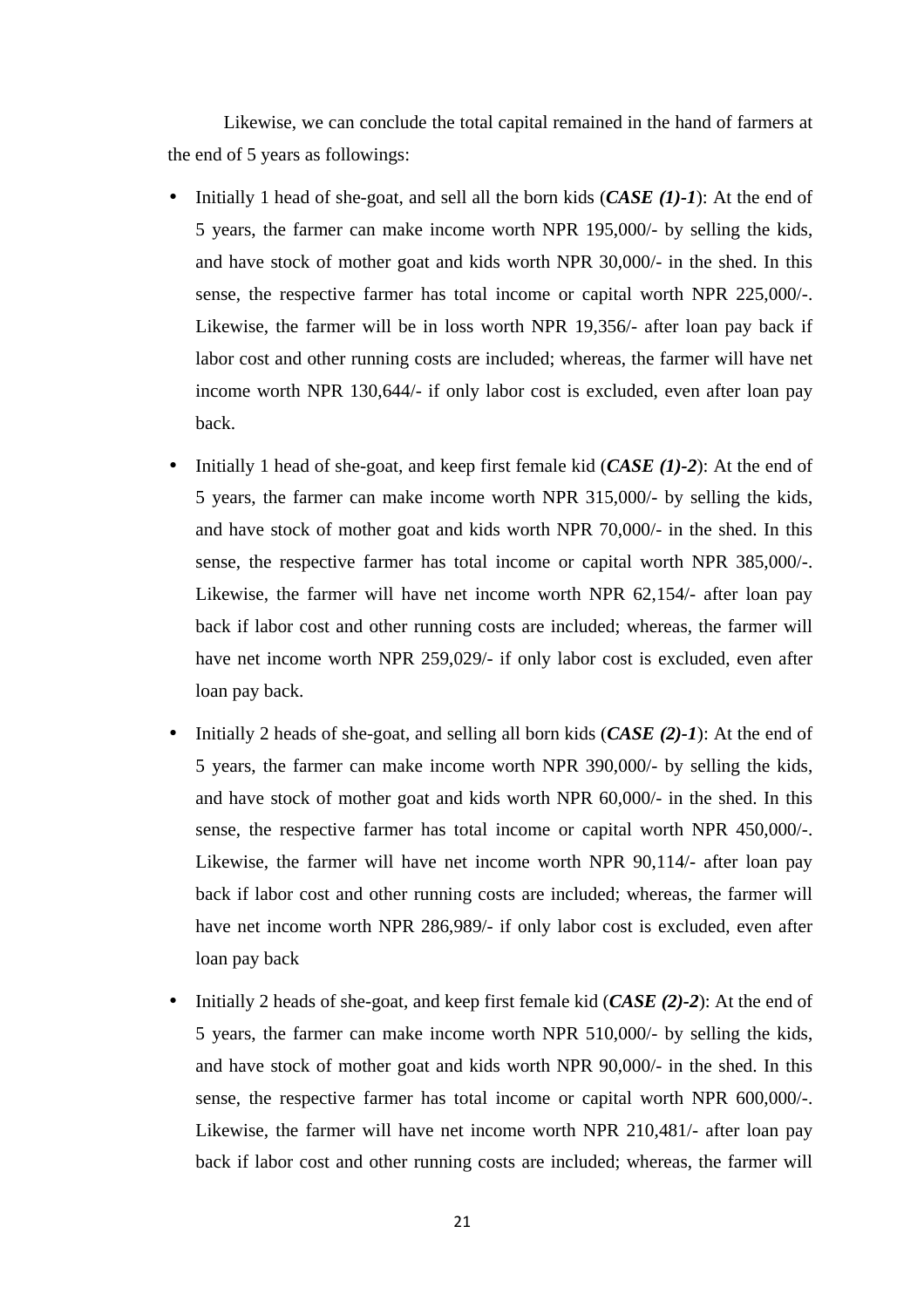Likewise, we can conclude the total capital remained in the hand of farmers at the end of 5 years as followings:

- Initially 1 head of she-goat, and sell all the born kids (***CASE (1)-1***): At the end of 5 years, the farmer can make income worth NPR 195,000/- by selling the kids, and have stock of mother goat and kids worth NPR 30,000/- in the shed. In this sense, the respective farmer has total income or capital worth NPR 225,000/-. Likewise, the farmer will be in loss worth NPR 19,356/- after loan pay back if labor cost and other running costs are included; whereas, the farmer will have net income worth NPR 130,644/- if only labor cost is excluded, even after loan pay back.
- Initially 1 head of she-goat, and keep first female kid (***CASE (1)-2***): At the end of 5 years, the farmer can make income worth NPR 315,000/- by selling the kids, and have stock of mother goat and kids worth NPR 70,000/- in the shed. In this sense, the respective farmer has total income or capital worth NPR 385,000/-. Likewise, the farmer will have net income worth NPR 62,154/- after loan pay back if labor cost and other running costs are included; whereas, the farmer will have net income worth NPR 259,029/- if only labor cost is excluded, even after loan pay back.
- Initially 2 heads of she-goat, and selling all born kids (***CASE (2)-1***): At the end of 5 years, the farmer can make income worth NPR 390,000/- by selling the kids, and have stock of mother goat and kids worth NPR 60,000/- in the shed. In this sense, the respective farmer has total income or capital worth NPR 450,000/-. Likewise, the farmer will have net income worth NPR 90,114/- after loan pay back if labor cost and other running costs are included; whereas, the farmer will have net income worth NPR 286,989/- if only labor cost is excluded, even after loan pay back
- Initially 2 heads of she-goat, and keep first female kid (***CASE (2)-2***): At the end of 5 years, the farmer can make income worth NPR 510,000/- by selling the kids, and have stock of mother goat and kids worth NPR 90,000/- in the shed. In this sense, the respective farmer has total income or capital worth NPR 600,000/-. Likewise, the farmer will have net income worth NPR 210,481/- after loan pay back if labor cost and other running costs are included; whereas, the farmer will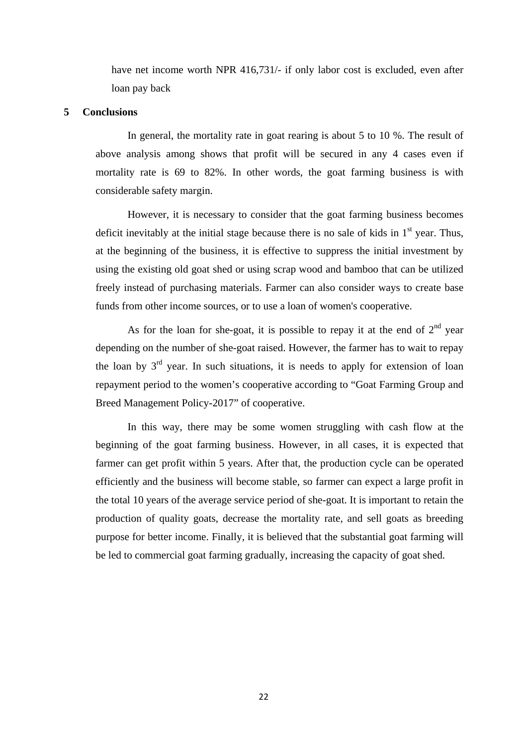have net income worth NPR 416,731/- if only labor cost is excluded, even after loan pay back

## 5 Conclusions

In general, the mortality rate in goat rearing is about 5 to 10 %. The result of above analysis among shows that profit will be secured in any 4 cases even if mortality rate is 69 to 82%. In other words, the goat farming business is with considerable safety margin.

However, it is necessary to consider that the goat farming business becomes deficit inevitably at the initial stage because there is no sale of kids in 1st year. Thus, at the beginning of the business, it is effective to suppress the initial investment by using the existing old goat shed or using scrap wood and bamboo that can be utilized freely instead of purchasing materials. Farmer can also consider ways to create base funds from other income sources, or to use a loan of women's cooperative.

As for the loan for she-goat, it is possible to repay it at the end of 2nd year depending on the number of she-goat raised. However, the farmer has to wait to repay the loan by 3rd year. In such situations, it is needs to apply for extension of loan repayment period to the women's cooperative according to "Goat Farming Group and Breed Management Policy-2017" of cooperative.

In this way, there may be some women struggling with cash flow at the beginning of the goat farming business. However, in all cases, it is expected that farmer can get profit within 5 years. After that, the production cycle can be operated efficiently and the business will become stable, so farmer can expect a large profit in the total 10 years of the average service period of she-goat. It is important to retain the production of quality goats, decrease the mortality rate, and sell goats as breeding purpose for better income. Finally, it is believed that the substantial goat farming will be led to commercial goat farming gradually, increasing the capacity of goat shed.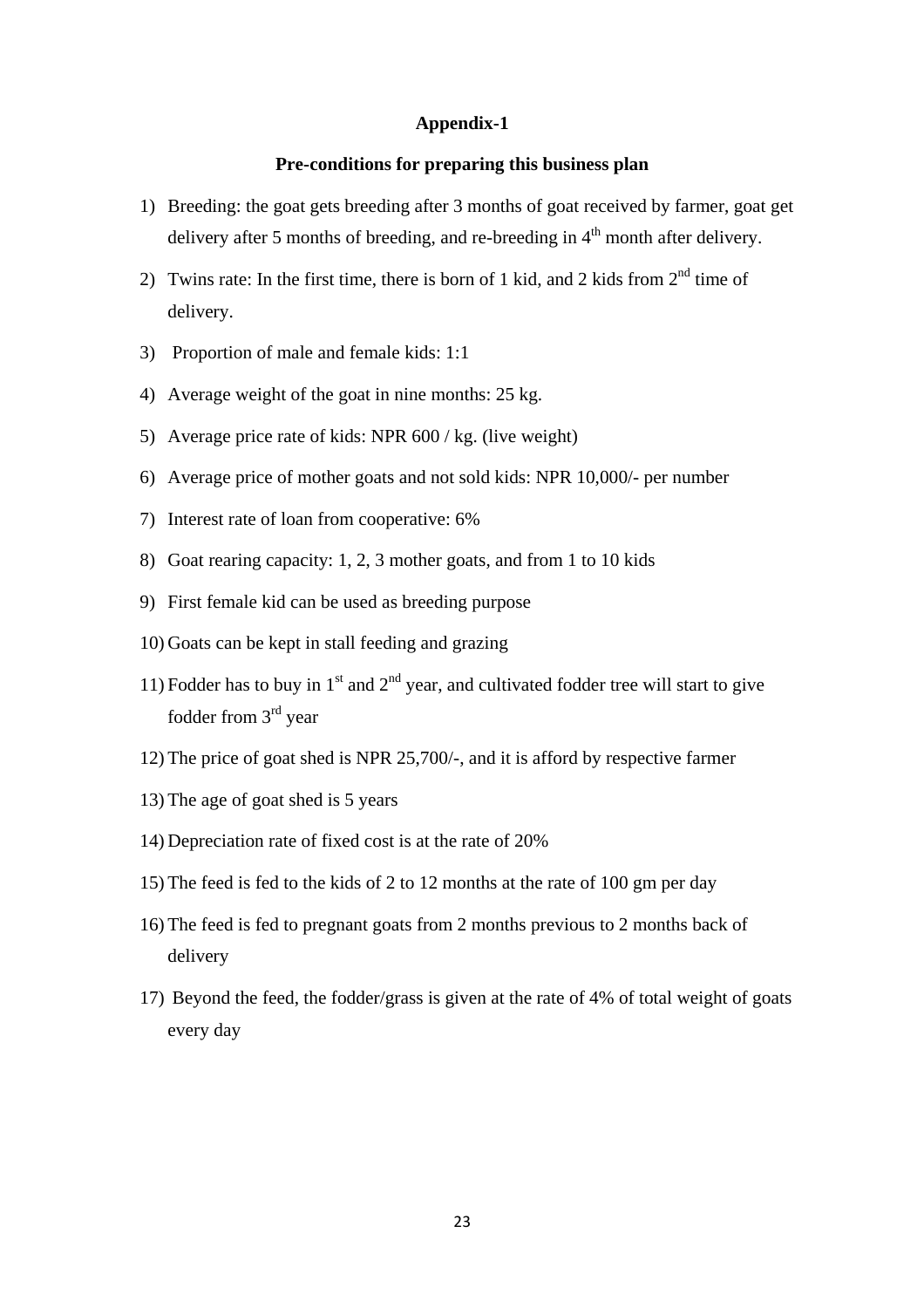# Appendix-1

## Pre-conditions for preparing this business plan

1) Breeding: the goat gets breeding after 3 months of goat received by farmer, goat get delivery after 5 months of breeding, and re-breeding in $4^{th}$ month after delivery.
2) Twins rate: In the first time, there is born of 1 kid, and 2 kids from $2^{nd}$ time of delivery.
3) Proportion of male and female kids: 1:1
4) Average weight of the goat in nine months: 25 kg.
5) Average price rate of kids: NPR 600 / kg. (live weight)
6) Average price of mother goats and not sold kids: NPR 10,000/- per number
7) Interest rate of loan from cooperative: 6%
8) Goat rearing capacity: 1, 2, 3 mother goats, and from 1 to 10 kids
9) First female kid can be used as breeding purpose
10) Goats can be kept in stall feeding and grazing
11) Fodder has to buy in $1^{st}$ and $2^{nd}$ year, and cultivated fodder tree will start to give fodder from $3^{rd}$ year
12) The price of goat shed is NPR 25,700/-, and it is afford by respective farmer
13) The age of goat shed is 5 years
14) Depreciation rate of fixed cost is at the rate of 20%
15) The feed is fed to the kids of 2 to 12 months at the rate of 100 gm per day
16) The feed is fed to pregnant goats from 2 months previous to 2 months back of delivery
17) Beyond the feed, the fodder/grass is given at the rate of 4% of total weight of goats every day